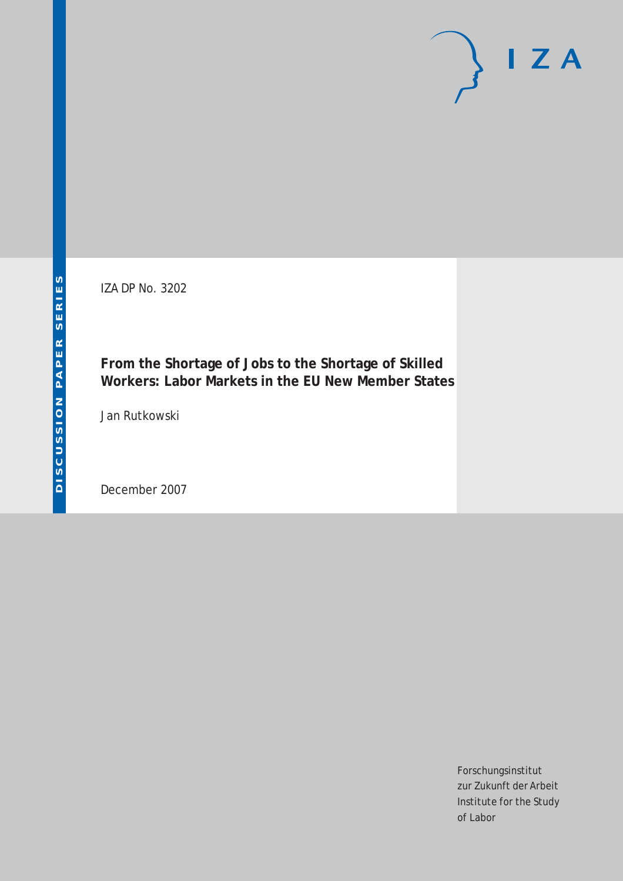IZA DP No. 3202

# From the Shortage of Jobs to the Shortage of Skilled Workers: Labor Markets in the EU New Member States

Jan Rutkowski

December 2007

Forschungsinstitut
zur Zukunft der Arbeit
Institute for the Study
of Labor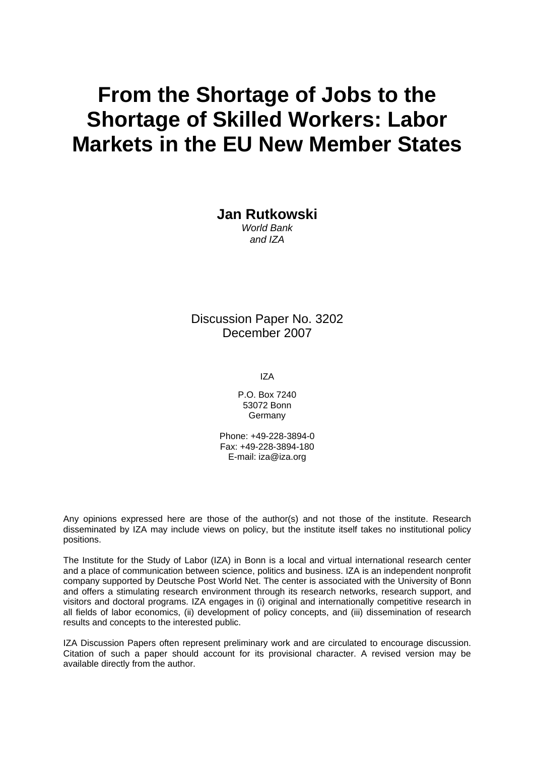# From the Shortage of Jobs to the Shortage of Skilled Workers: Labor Markets in the EU New Member States

**Jan Rutkowski**

*World Bank*
*and IZA*

Discussion Paper No. 3202
December 2007

IZA

P.O. Box 7240
53072 Bonn
Germany

Phone: +49-228-3894-0
Fax: +49-228-3894-180
E-mail: iza@iza.org

Any opinions expressed here are those of the author(s) and not those of the institute. Research disseminated by IZA may include views on policy, but the institute itself takes no institutional policy positions.

The Institute for the Study of Labor (IZA) in Bonn is a local and virtual international research center and a place of communication between science, politics and business. IZA is an independent nonprofit company supported by Deutsche Post World Net. The center is associated with the University of Bonn and offers a stimulating research environment through its research networks, research support, and visitors and doctoral programs. IZA engages in (i) original and internationally competitive research in all fields of labor economics, (ii) development of policy concepts, and (iii) dissemination of research results and concepts to the interested public.

IZA Discussion Papers often represent preliminary work and are circulated to encourage discussion. Citation of such a paper should account for its provisional character. A revised version may be available directly from the author.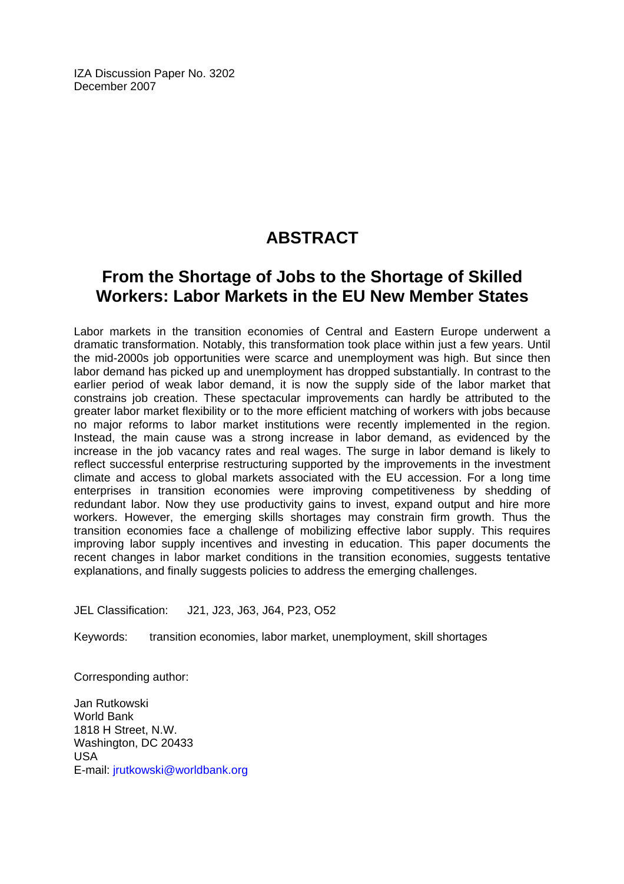IZA Discussion Paper No. 3202
December 2007

# ABSTRACT

## From the Shortage of Jobs to the Shortage of Skilled Workers: Labor Markets in the EU New Member States

Labor markets in the transition economies of Central and Eastern Europe underwent a dramatic transformation. Notably, this transformation took place within just a few years. Until the mid-2000s job opportunities were scarce and unemployment was high. But since then labor demand has picked up and unemployment has dropped substantially. In contrast to the earlier period of weak labor demand, it is now the supply side of the labor market that constrains job creation. These spectacular improvements can hardly be attributed to the greater labor market flexibility or to the more efficient matching of workers with jobs because no major reforms to labor market institutions were recently implemented in the region. Instead, the main cause was a strong increase in labor demand, as evidenced by the increase in the job vacancy rates and real wages. The surge in labor demand is likely to reflect successful enterprise restructuring supported by the improvements in the investment climate and access to global markets associated with the EU accession. For a long time enterprises in transition economies were improving competitiveness by shedding of redundant labor. Now they use productivity gains to invest, expand output and hire more workers. However, the emerging skills shortages may constrain firm growth. Thus the transition economies face a challenge of mobilizing effective labor supply. This requires improving labor supply incentives and investing in education. This paper documents the recent changes in labor market conditions in the transition economies, suggests tentative explanations, and finally suggests policies to address the emerging challenges.

JEL Classification: J21, J23, J63, J64, P23, O52

Keywords: transition economies, labor market, unemployment, skill shortages

Corresponding author:

Jan Rutkowski
World Bank
1818 H Street, N.W.
Washington, DC 20433
USA
E-mail: jrutkowski@worldbank.org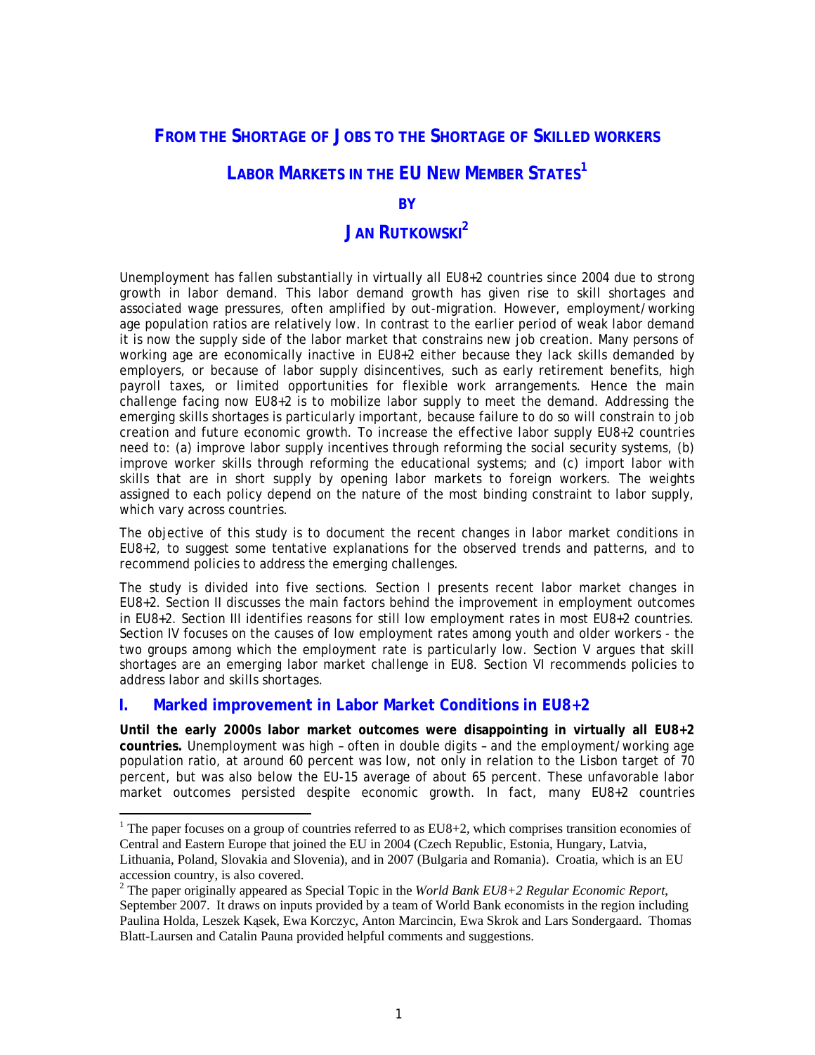# FROM THE SHORTAGE OF JOBS TO THE SHORTAGE OF SKILLED WORKERS

## LABOR MARKETS IN THE EU NEW MEMBER STATES[1]

**BY**

## JAN RUTKOWSKI[2]

Unemployment has fallen substantially in virtually all EU8+2 countries since 2004 due to strong growth in labor demand. This labor demand growth has given rise to skill shortages and associated wage pressures, often amplified by out-migration. However, employment/working age population ratios are relatively low. In contrast to the earlier period of weak labor demand it is now the supply side of the labor market that constrains new job creation. Many persons of working age are economically inactive in EU8+2 either because they lack skills demanded by employers, or because of labor supply disincentives, such as early retirement benefits, high payroll taxes, or limited opportunities for flexible work arrangements. Hence the main challenge facing now EU8+2 is to mobilize labor supply to meet the demand. Addressing the emerging skills shortages is particularly important, because failure to do so will constrain to job creation and future economic growth. To increase the *effective* labor supply EU8+2 countries need to: (a) improve labor supply incentives through reforming the social security systems, (b) improve worker skills through reforming the educational systems; and (c) import labor with skills that are in short supply by opening labor markets to foreign workers. The weights assigned to each policy depend on the nature of the most binding constraint to labor supply, which vary across countries.

The objective of this study is to document the recent changes in labor market conditions in EU8+2, to suggest some tentative explanations for the observed trends and patterns, and to recommend policies to address the emerging challenges.

The study is divided into five sections. Section I presents recent labor market changes in EU8+2. Section II discusses the main factors behind the improvement in employment outcomes in EU8+2. Section III identifies reasons for still low employment rates in most EU8+2 countries. Section IV focuses on the causes of low employment rates among youth and older workers - the two groups among which the employment rate is particularly low. Section V argues that skill shortages are an emerging labor market challenge in EU8. Section VI recommends policies to address labor and skills shortages.

## I. Marked improvement in Labor Market Conditions in EU8+2

**Until the early 2000s labor market outcomes were disappointing in virtually all EU8+2 countries.** Unemployment was high – often in double digits – and the employment/working age population ratio, at around 60 percent was low, not only in relation to the Lisbon target of 70 percent, but was also below the EU-15 average of about 65 percent. These unfavorable labor market outcomes persisted despite economic growth. In fact, many EU8+2 countries

---

[1] The paper focuses on a group of countries referred to as EU8+2, which comprises transition economies of Central and Eastern Europe that joined the EU in 2004 (Czech Republic, Estonia, Hungary, Latvia, Lithuania, Poland, Slovakia and Slovenia), and in 2007 (Bulgaria and Romania). Croatia, which is an EU accession country, is also covered.

[2] The paper originally appeared as Special Topic in the *World Bank EU8+2 Regular Economic Report*, September 2007. It draws on inputs provided by a team of World Bank economists in the region including Paulina Holda, Leszek Kąsek, Ewa Korczyc, Anton Marcincin, Ewa Skrok and Lars Sondergaard. Thomas Blatt-Laursen and Catalin Pauna provided helpful comments and suggestions.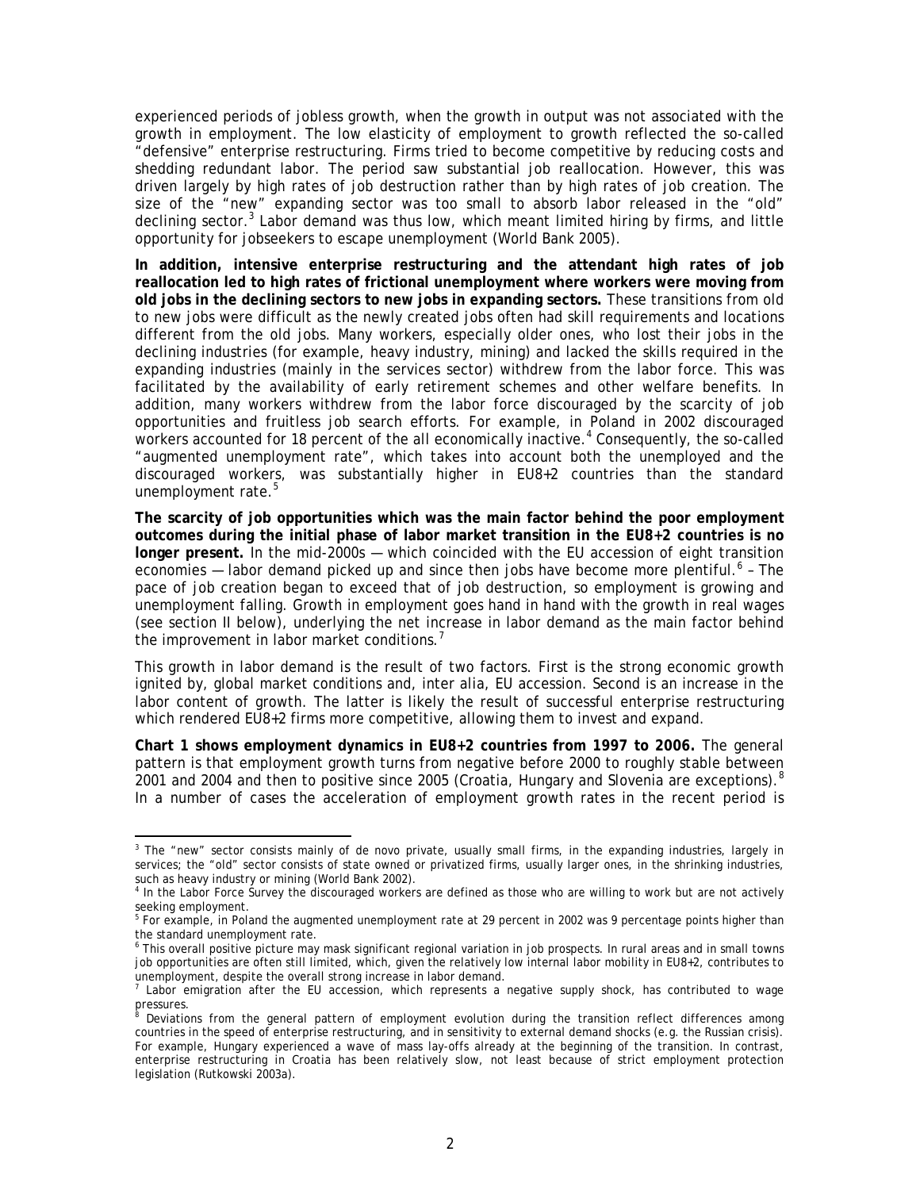experienced periods of jobless growth, when the growth in output was not associated with the growth in employment. The low elasticity of employment to growth reflected the so-called "defensive" enterprise restructuring. Firms tried to become competitive by reducing costs and shedding redundant labor. The period saw substantial job reallocation. However, this was driven largely by high rates of job destruction rather than by high rates of job creation. The size of the "new" expanding sector was too small to absorb labor released in the "old" declining sector.[3] Labor demand was thus low, which meant limited hiring by firms, and little opportunity for jobseekers to escape unemployment (World Bank 2005).

**In addition, intensive enterprise restructuring and the attendant high rates of job reallocation led to high rates of frictional unemployment where workers were moving from old jobs in the declining sectors to new jobs in expanding sectors.** These transitions from old to new jobs were difficult as the newly created jobs often had skill requirements and locations different from the old jobs. Many workers, especially older ones, who lost their jobs in the declining industries (for example, heavy industry, mining) and lacked the skills required in the expanding industries (mainly in the services sector) withdrew from the labor force. This was facilitated by the availability of early retirement schemes and other welfare benefits. In addition, many workers withdrew from the labor force discouraged by the scarcity of job opportunities and fruitless job search efforts. For example, in Poland in 2002 discouraged workers accounted for 18 percent of the all economically inactive.[4] Consequently, the so-called "augmented unemployment rate", which takes into account both the unemployed and the discouraged workers, was substantially higher in EU8+2 countries than the standard unemployment rate.[5]

**The scarcity of job opportunities which was the main factor behind the poor employment outcomes during the initial phase of labor market transition in the EU8+2 countries is no longer present.** In the mid-2000s — which coincided with the EU accession of eight transition economies — labor demand picked up and since then jobs have become more plentiful.[6] – The pace of job creation began to exceed that of job destruction, so employment is growing and unemployment falling. Growth in employment goes hand in hand with the growth in real wages (see section II below), underlying the net increase in labor demand as the main factor behind the improvement in labor market conditions.[7]

This growth in labor demand is the result of two factors. First is the strong economic growth ignited by, global market conditions and, inter alia, EU accession. Second is an increase in the labor content of growth. The latter is likely the result of successful enterprise restructuring which rendered EU8+2 firms more competitive, allowing them to invest and expand.

**Chart 1 shows employment dynamics in EU8+2 countries from 1997 to 2006.** The general pattern is that employment growth turns from negative before 2000 to roughly stable between 2001 and 2004 and then to positive since 2005 (Croatia, Hungary and Slovenia are exceptions).[8] In a number of cases the acceleration of employment growth rates in the recent period is

---

[3] The "new" sector consists mainly of de novo private, usually small firms, in the expanding industries, largely in services; the "old" sector consists of state owned or privatized firms, usually larger ones, in the shrinking industries, such as heavy industry or mining (World Bank 2002).

[4] In the Labor Force Survey the discouraged workers are defined as those who are willing to work but are not actively seeking employment.

[5] For example, in Poland the augmented unemployment rate at 29 percent in 2002 was 9 percentage points higher than the standard unemployment rate.

[6] This overall positive picture may mask significant regional variation in job prospects. In rural areas and in small towns job opportunities are often still limited, which, given the relatively low internal labor mobility in EU8+2, contributes to unemployment, despite the overall strong increase in labor demand.

[7] Labor emigration after the EU accession, which represents a negative supply shock, has contributed to wage pressures.

[8] Deviations from the general pattern of employment evolution during the transition reflect differences among countries in the speed of enterprise restructuring, and in sensitivity to external demand shocks (e.g. the Russian crisis). For example, Hungary experienced a wave of mass lay-offs already at the beginning of the transition. In contrast, enterprise restructuring in Croatia has been relatively slow, not least because of strict employment protection legislation (Rutkowski 2003a).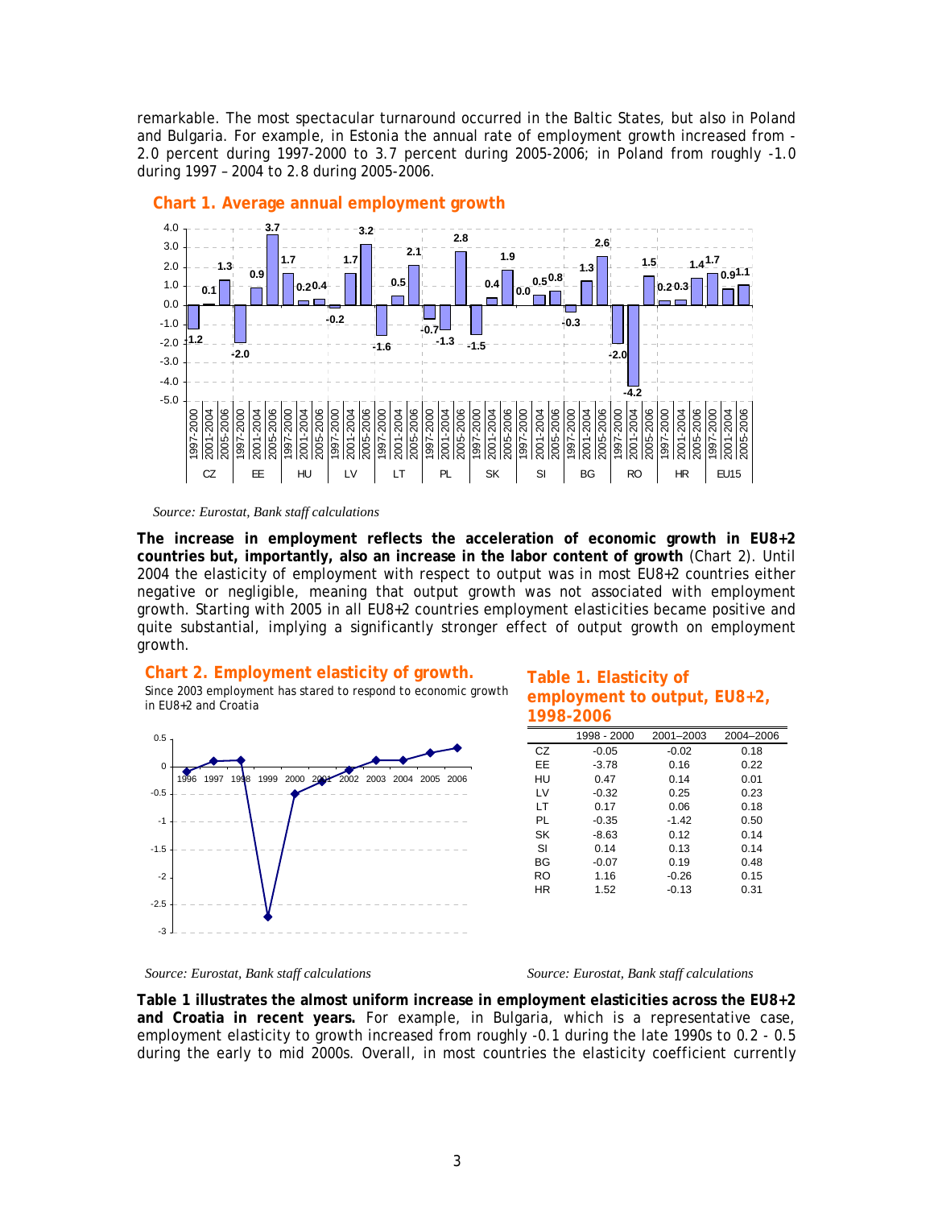remarkable. The most spectacular turnaround occurred in the Baltic States, but also in Poland and Bulgaria. For example, in Estonia the annual rate of employment growth increased from -2.0 percent during 1997-2000 to 3.7 percent during 2005-2006; in Poland from roughly -1.0 during 1997 – 2004 to 2.8 during 2005-2006.

**Chart 1. Average annual employment growth**

*Source: Eurostat, Bank staff calculations*

**The increase in employment reflects the acceleration of economic growth in EU8+2 countries but, importantly, also an increase in the labor content of growth** (Chart 2). Until 2004 the elasticity of employment with respect to output was in most EU8+2 countries either negative or negligible, meaning that output growth was not associated with employment growth. Starting with 2005 in all EU8+2 countries employment elasticities became positive and quite substantial, implying a significantly stronger effect of output growth on employment growth.

**Chart 2. Employment elasticity of growth.**

Since 2003 employment has stared to respond to economic growth in EU8+2 and Croatia

*Source: Eurostat, Bank staff calculations*

**Table 1. Elasticity of employment to output, EU8+2, 1998-2006**

| | 1998 - 2000 | 2001–2003 | 2004–2006 |
|---|---|---|---|
| CZ | -0.05 | -0.02 | 0.18 |
| EE | -3.78 | 0.16 | 0.22 |
| HU | 0.47 | 0.14 | 0.01 |
| LV | -0.32 | 0.25 | 0.23 |
| LT | 0.17 | 0.06 | 0.18 |
| PL | -0.35 | -1.42 | 0.50 |
| SK | -8.63 | 0.12 | 0.14 |
| SI | 0.14 | 0.13 | 0.14 |
| BG | -0.07 | 0.19 | 0.48 |
| RO | 1.16 | -0.26 | 0.15 |
| HR | 1.52 | -0.13 | 0.31 |

*Source: Eurostat, Bank staff calculations*

**Table 1 illustrates the almost uniform increase in employment elasticities across the EU8+2 and Croatia in recent years.** For example, in Bulgaria, which is a representative case, employment elasticity to growth increased from roughly -0.1 during the late 1990s to 0.2 - 0.5 during the early to mid 2000s. Overall, in most countries the elasticity coefficient currently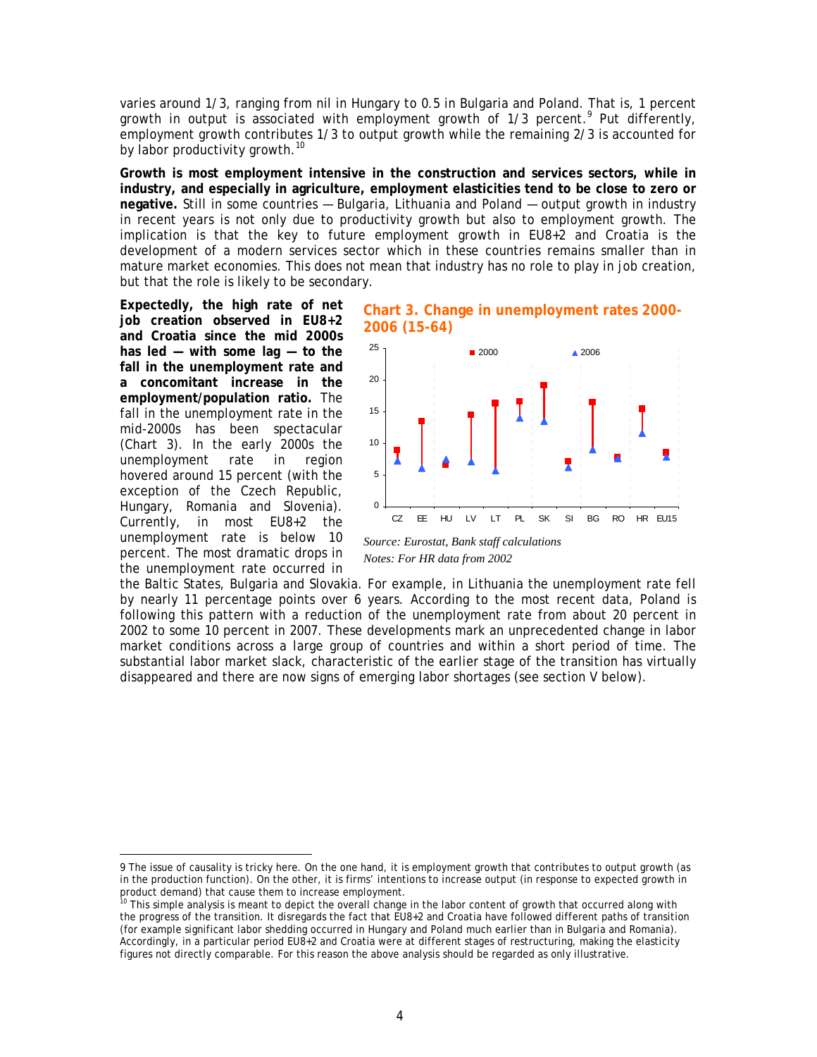varies around 1/3, ranging from nil in Hungary to 0.5 in Bulgaria and Poland. That is, 1 percent growth in output is associated with employment growth of 1/3 percent.[9] Put differently, employment growth contributes 1/3 to output growth while the remaining 2/3 is accounted for by labor productivity growth.[10]

**Growth is most employment intensive in the construction and services sectors, while in industry, and especially in agriculture, employment elasticities tend to be close to zero or negative.** Still in some countries — Bulgaria, Lithuania and Poland — output growth in industry in recent years is not only due to productivity growth but also to employment growth. The implication is that the key to future employment growth in EU8+2 and Croatia is the development of a modern services sector which in these countries remains smaller than in mature market economies. This does not mean that industry has no role to play in job creation, but that the role is likely to be secondary.

**Expectedly, the high rate of net job creation observed in EU8+2 and Croatia since the mid 2000s has led — with some lag — to the fall in the unemployment rate and a concomitant increase in the employment/population ratio.** The fall in the unemployment rate in the mid-2000s has been spectacular (Chart 3). In the early 2000s the unemployment rate in region hovered around 15 percent (with the exception of the Czech Republic, Hungary, Romania and Slovenia). Currently, in most EU8+2 the unemployment rate is below 10 percent. The most dramatic drops in the unemployment rate occurred in the Baltic States, Bulgaria and Slovakia. For example, in Lithuania the unemployment rate fell by nearly 11 percentage points over 6 years. According to the most recent data, Poland is following this pattern with a reduction of the unemployment rate from about 20 percent in 2002 to some 10 percent in 2007. These developments mark an unprecedented change in labor market conditions across a large group of countries and within a short period of time. The substantial labor market slack, characteristic of the earlier stage of the transition has virtually disappeared and there are now signs of emerging labor shortages (see section V below).

**Chart 3. Change in unemployment rates 2000-2006 (15-64)**

*Source: Eurostat, Bank staff calculations*
*Notes: For HR data from 2002*

---

9 The issue of causality is tricky here. On the one hand, it is employment growth that contributes to output growth (as in the production function). On the other, it is firms' intentions to increase output (in response to expected growth in product demand) that cause them to increase employment.

10 This simple analysis is meant to depict the overall change in the labor content of growth that occurred along with the progress of the transition. It disregards the fact that EU8+2 and Croatia have followed different paths of transition (for example significant labor shedding occurred in Hungary and Poland much earlier than in Bulgaria and Romania). Accordingly, in a particular period EU8+2 and Croatia were at different stages of restructuring, making the elasticity figures not directly comparable. For this reason the above analysis should be regarded as only illustrative.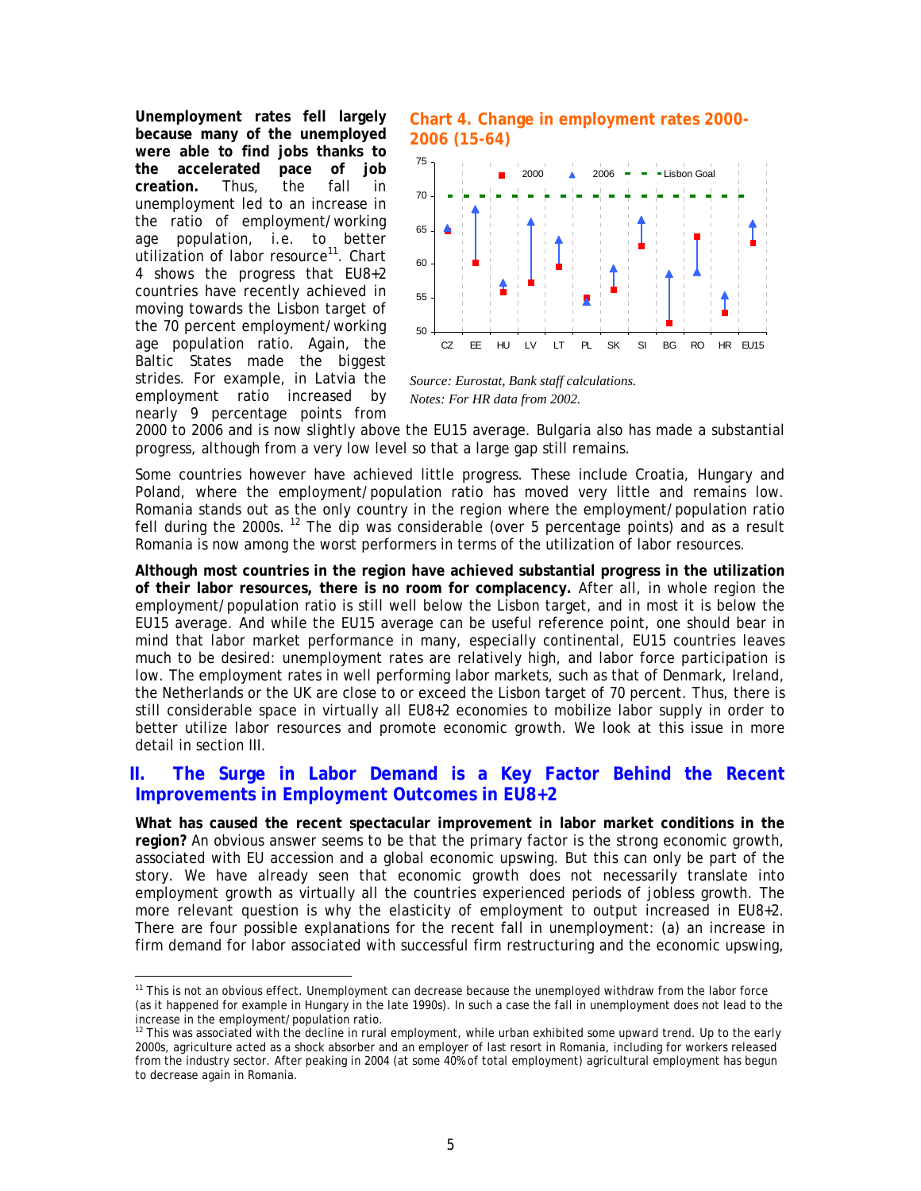**Unemployment rates fell largely because many of the unemployed were able to find jobs thanks to the accelerated pace of job creation.** Thus, the fall in unemployment led to an increase in the ratio of employment/working age population, i.e. to better utilization of labor resource[11]. Chart 4 shows the progress that EU8+2 countries have recently achieved in moving towards the Lisbon target of the 70 percent employment/working age population ratio. Again, the Baltic States made the biggest strides. For example, in Latvia the employment ratio increased by nearly 9 percentage points from 2000 to 2006 and is now slightly above the EU15 average. Bulgaria also has made a substantial progress, although from a very low level so that a large gap still remains.

**Chart 4. Change in employment rates 2000-2006 (15-64)**

*Source: Eurostat, Bank staff calculations.*
*Notes: For HR data from 2002.*

Some countries however have achieved little progress. These include Croatia, Hungary and Poland, where the employment/population ratio has moved very little and remains low. Romania stands out as the only country in the region where the employment/population ratio fell during the 2000s. [12] The dip was considerable (over 5 percentage points) and as a result Romania is now among the worst performers in terms of the utilization of labor resources.

**Although most countries in the region have achieved substantial progress in the utilization of their labor resources, there is no room for complacency.** After all, in whole region the employment/population ratio is still well below the Lisbon target, and in most it is below the EU15 average. And while the EU15 average can be useful reference point, one should bear in mind that labor market performance in many, especially continental, EU15 countries leaves much to be desired: unemployment rates are relatively high, and labor force participation is low. The employment rates in well performing labor markets, such as that of Denmark, Ireland, the Netherlands or the UK are close to or exceed the Lisbon target of 70 percent. Thus, there is still considerable space in virtually all EU8+2 economies to mobilize labor supply in order to better utilize labor resources and promote economic growth. We look at this issue in more detail in section III.

## II. The Surge in Labor Demand is a Key Factor Behind the Recent Improvements in Employment Outcomes in EU8+2

**What has caused the recent spectacular improvement in labor market conditions in the region?** An obvious answer seems to be that the primary factor is the strong economic growth, associated with EU accession and a global economic upswing. But this can only be part of the story. We have already seen that economic growth does not necessarily translate into employment growth as virtually all the countries experienced periods of jobless growth. The more relevant question is why the elasticity of employment to output increased in EU8+2. There are four possible explanations for the recent fall in unemployment: (a) an increase in firm demand for labor associated with successful firm restructuring and the economic upswing,

---

[11] This is not an obvious effect. Unemployment can decrease because the unemployed withdraw from the labor force (as it happened for example in Hungary in the late 1990s). In such a case the fall in unemployment does not lead to the increase in the employment/population ratio.

[12] This was associated with the decline in rural employment, while urban exhibited some upward trend. Up to the early 2000s, agriculture acted as a shock absorber and an employer of last resort in Romania, including for workers released from the industry sector. After peaking in 2004 (at some 40% of total employment) agricultural employment has begun to decrease again in Romania.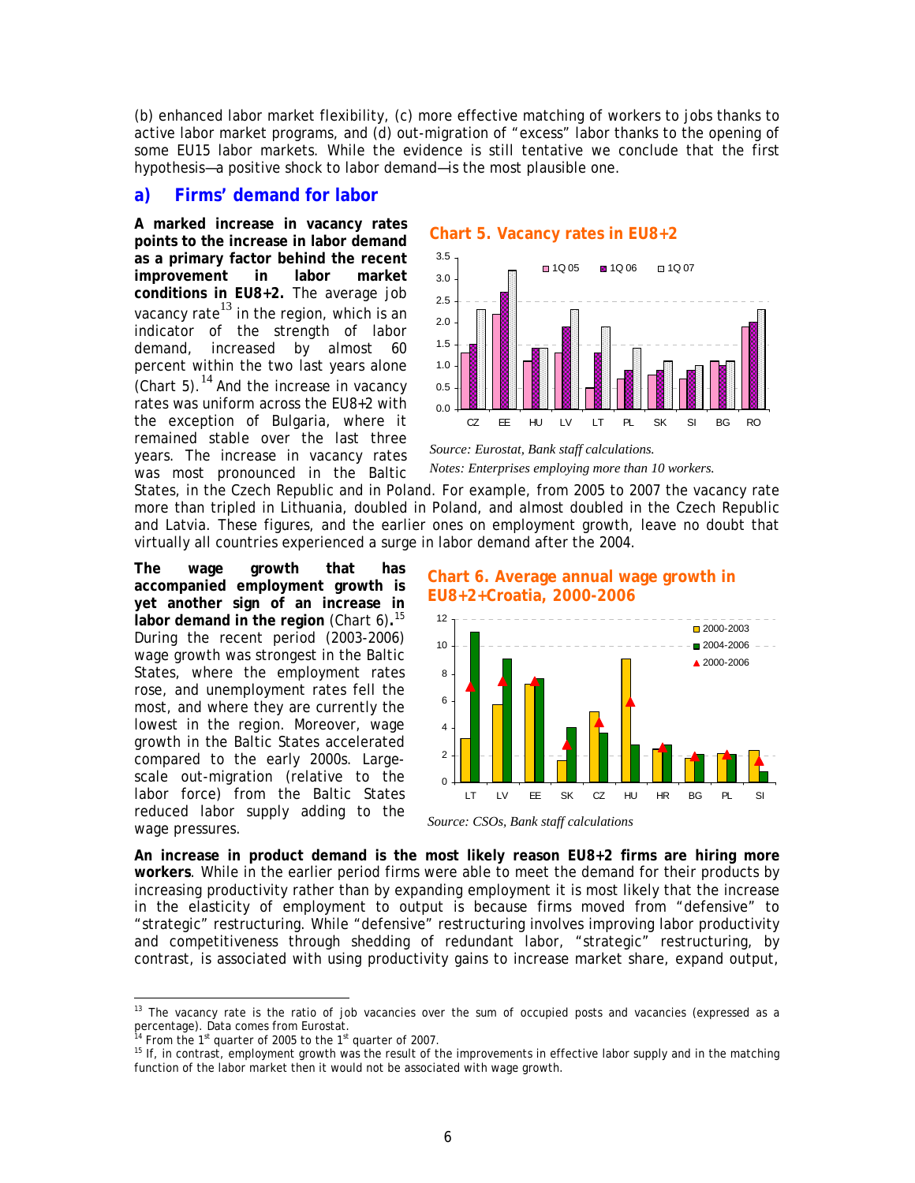(b) enhanced labor market flexibility, (c) more effective matching of workers to jobs thanks to active labor market programs, and (d) out-migration of "excess" labor thanks to the opening of some EU15 labor markets. While the evidence is still tentative we conclude that the first hypothesis—a positive shock to labor demand—is the most plausible one.

## a) Firms' demand for labor

**A marked increase in vacancy rates points to the increase in labor demand as a primary factor behind the recent improvement in labor market conditions in EU8+2.** The average job vacancy rate[13] in the region, which is an indicator of the strength of labor demand, increased by almost 60 percent within the two last years alone (Chart 5).[14] And the increase in vacancy rates was uniform across the EU8+2 with the exception of Bulgaria, where it remained stable over the last three years. The increase in vacancy rates was most pronounced in the Baltic States, in the Czech Republic and in Poland. For example, from 2005 to 2007 the vacancy rate more than tripled in Lithuania, doubled in Poland, and almost doubled in the Czech Republic and Latvia. These figures, and the earlier ones on employment growth, leave no doubt that virtually all countries experienced a surge in labor demand after the 2004.

**Chart 5. Vacancy rates in EU8+2**

*Source: Eurostat, Bank staff calculations.*

*Notes: Enterprises employing more than 10 workers.*

**The wage growth that has accompanied employment growth is yet another sign of an increase in labor demand in the region** (Chart 6)**.**[15] During the recent period (2003-2006) wage growth was strongest in the Baltic States, where the employment rates rose, and unemployment rates fell the most, and where they are currently the lowest in the region. Moreover, wage growth in the Baltic States accelerated compared to the early 2000s. Large-scale out-migration (relative to the labor force) from the Baltic States reduced labor supply adding to the wage pressures.

**Chart 6. Average annual wage growth in EU8+2+Croatia, 2000-2006**

*Source: CSOs, Bank staff calculations*

**An increase in product demand is the most likely reason EU8+2 firms are hiring more workers**. While in the earlier period firms were able to meet the demand for their products by increasing productivity rather than by expanding employment it is most likely that the increase in the elasticity of employment to output is because firms moved from "defensive" to "strategic" restructuring. While "defensive" restructuring involves improving labor productivity and competitiveness through shedding of redundant labor, "strategic" restructuring, by contrast, is associated with using productivity gains to increase market share, expand output,

---

[13] The vacancy rate is the ratio of job vacancies over the sum of occupied posts and vacancies (expressed as a percentage). Data comes from Eurostat.

[14] From the 1st quarter of 2005 to the 1st quarter of 2007.

[15] If, in contrast, employment growth was the result of the improvements in effective labor supply and in the matching function of the labor market then it would not be associated with wage growth.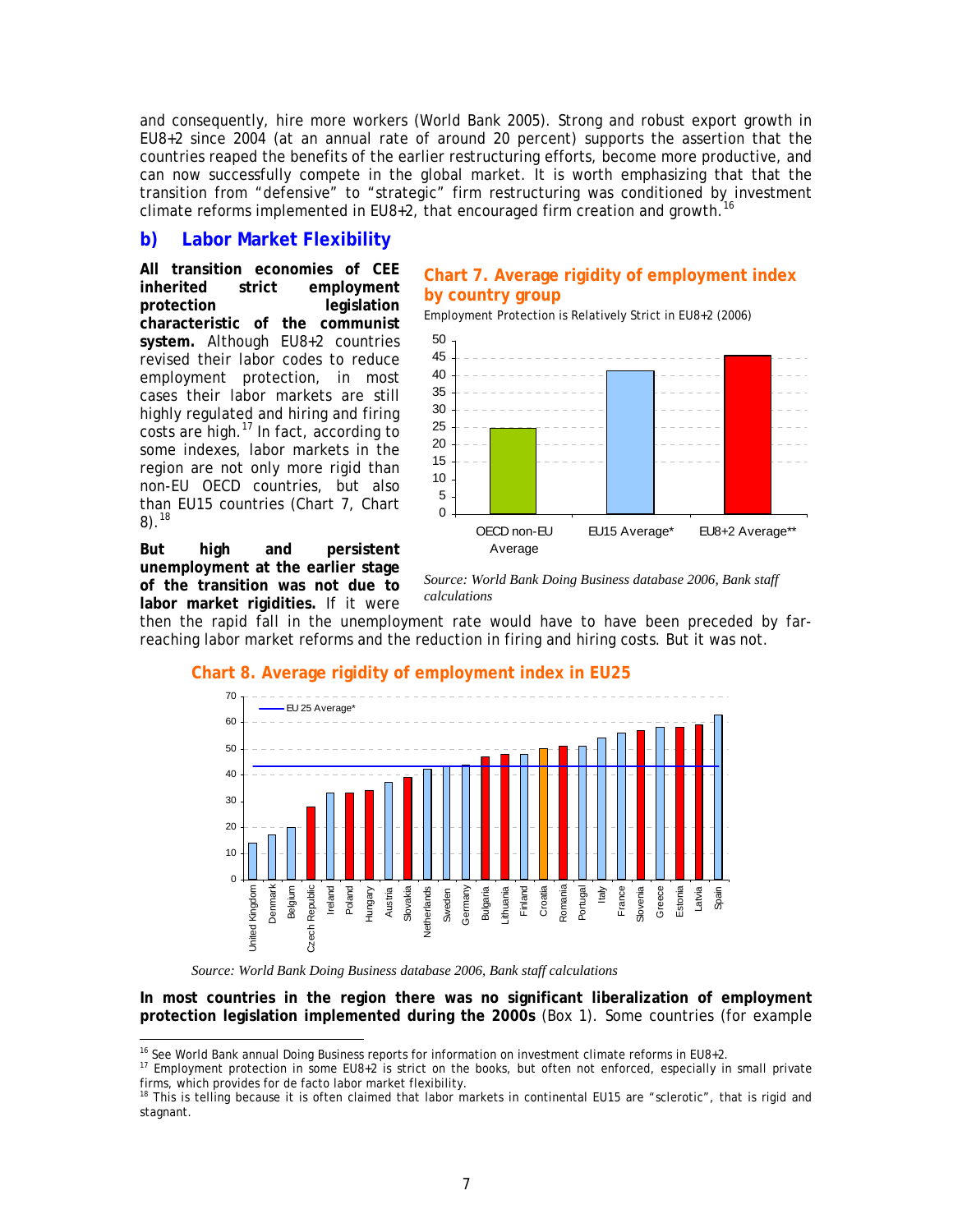and consequently, hire more workers (World Bank 2005). Strong and robust export growth in EU8+2 since 2004 (at an annual rate of around 20 percent) supports the assertion that the countries reaped the benefits of the earlier restructuring efforts, become more productive, and can now successfully compete in the global market. It is worth emphasizing that that the transition from "defensive" to "strategic" firm restructuring was conditioned by investment climate reforms implemented in EU8+2, that encouraged firm creation and growth.[16]

## b) Labor Market Flexibility

**All transition economies of CEE inherited strict employment protection legislation characteristic of the communist system.** Although EU8+2 countries revised their labor codes to reduce employment protection, in most cases their labor markets are still highly regulated and hiring and firing costs are high.[17] In fact, according to some indexes, labor markets in the region are not only more rigid than non-EU OECD countries, but also than EU15 countries (Chart 7, Chart 8).[18]

**Chart 7. Average rigidity of employment index by country group**

Employment Protection is Relatively Strict in EU8+2 (2006)

| | OECD non-EU Average | EU15 Average* | EU8+2 Average** |
|---|---|---|---|
| Rigidity of employment index | ~25 | ~41 | ~46 |

*Source: World Bank Doing Business database 2006, Bank staff calculations*

**But high and persistent unemployment at the earlier stage of the transition was not due to labor market rigidities.** If it were then the rapid fall in the unemployment rate would have to have been preceded by far-reaching labor market reforms and the reduction in firing and hiring costs. But it was not.

**Chart 8. Average rigidity of employment index in EU25**

(Bar chart, countries in ascending order: United Kingdom, Denmark, Belgium, Czech Republic, Ireland, Poland, Hungary, Austria, Slovakia, Netherlands, Sweden, Germany, Bulgaria, Lithuania, Finland, Croatia, Romania, Portugal, Italy, France, Slovenia, Greece, Estonia, Latvia, Spain; EU 25 Average* shown as a horizontal line at approximately 43.)

*Source: World Bank Doing Business database 2006, Bank staff calculations*

**In most countries in the region there was no significant liberalization of employment protection legislation implemented during the 2000s** (Box 1). Some countries (for example

---

[16] See World Bank annual Doing Business reports for information on investment climate reforms in EU8+2.

[17] Employment protection in some EU8+2 is strict on the books, but often not enforced, especially in small private firms, which provides for de facto labor market flexibility.

[18] This is telling because it is often claimed that labor markets in continental EU15 are "sclerotic", that is rigid and stagnant.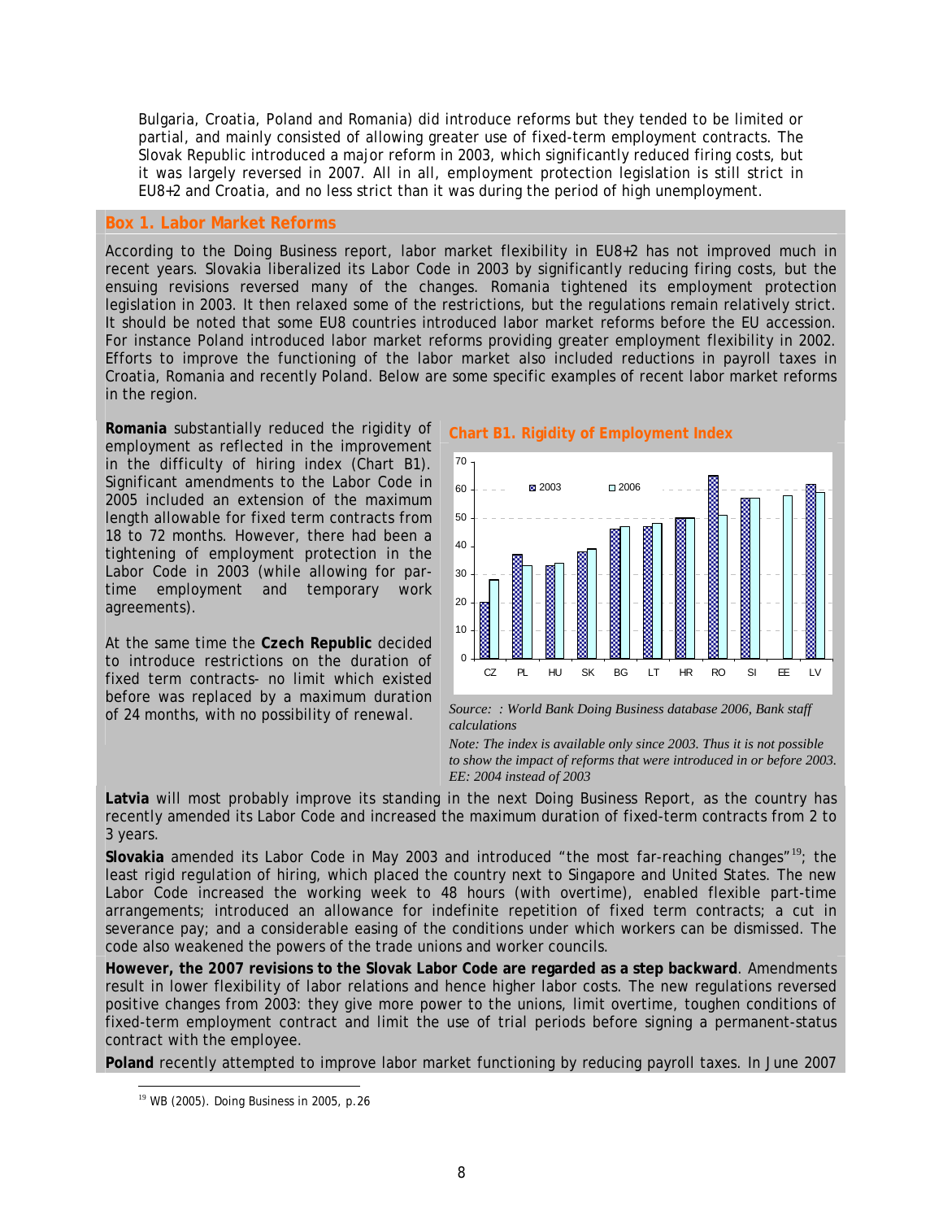Bulgaria, Croatia, Poland and Romania) did introduce reforms but they tended to be limited or partial, and mainly consisted of allowing greater use of fixed-term employment contracts. The Slovak Republic introduced a major reform in 2003, which significantly reduced firing costs, but it was largely reversed in 2007. All in all, employment protection legislation is still strict in EU8+2 and Croatia, and no less strict than it was during the period of high unemployment.

## Box 1. Labor Market Reforms

According to the Doing Business report, labor market flexibility in EU8+2 has not improved much in recent years. Slovakia liberalized its Labor Code in 2003 by significantly reducing firing costs, but the ensuing revisions reversed many of the changes. Romania tightened its employment protection legislation in 2003. It then relaxed some of the restrictions, but the regulations remain relatively strict. It should be noted that some EU8 countries introduced labor market reforms before the EU accession. For instance Poland introduced labor market reforms providing greater employment flexibility in 2002. Efforts to improve the functioning of the labor market also included reductions in payroll taxes in Croatia, Romania and recently Poland. Below are some specific examples of recent labor market reforms in the region.

**Romania** substantially reduced the rigidity of employment as reflected in the improvement in the difficulty of hiring index (Chart B1). Significant amendments to the Labor Code in 2005 included an extension of the maximum length allowable for fixed term contracts from 18 to 72 months. However, there had been a tightening of employment protection in the Labor Code in 2003 (while allowing for par-time employment and temporary work agreements).

At the same time the **Czech Republic** decided to introduce restrictions on the duration of fixed term contracts- no limit which existed before was replaced by a maximum duration of 24 months, with no possibility of renewal.

**Chart B1. Rigidity of Employment Index**

| | CZ | PL | HU | SK | BG | LT | HR | RO | SI | EE | LV |
|---|---|---|---|---|---|---|---|---|---|---|---|
| 2003 | 20 | 37 | 33 | 38 | 46 | 47 | 50 | 65 | 57 | | 62 |
| 2006 | 28 | 33 | 34 | 39 | 47 | 48 | 50 | 51 | 57 | 58 | 59 |

*Source: : World Bank Doing Business database 2006, Bank staff calculations*

*Note: The index is available only since 2003. Thus it is not possible to show the impact of reforms that were introduced in or before 2003. EE: 2004 instead of 2003*

**Latvia** will most probably improve its standing in the next Doing Business Report, as the country has recently amended its Labor Code and increased the maximum duration of fixed-term contracts from 2 to 3 years.

**Slovakia** amended its Labor Code in May 2003 and introduced "the most far-reaching changes"[19]; the least rigid regulation of hiring, which placed the country next to Singapore and United States. The new Labor Code increased the working week to 48 hours (with overtime), enabled flexible part-time arrangements; introduced an allowance for indefinite repetition of fixed term contracts; a cut in severance pay; and a considerable easing of the conditions under which workers can be dismissed. The code also weakened the powers of the trade unions and worker councils.

**However, the 2007 revisions to the Slovak Labor Code are regarded as a step backward**. Amendments result in lower flexibility of labor relations and hence higher labor costs. The new regulations reversed positive changes from 2003: they give more power to the unions, limit overtime, toughen conditions of fixed-term employment contract and limit the use of trial periods before signing a permanent-status contract with the employee.

**Poland** recently attempted to improve labor market functioning by reducing payroll taxes. In June 2007

[19] WB (2005). Doing Business in 2005, p.26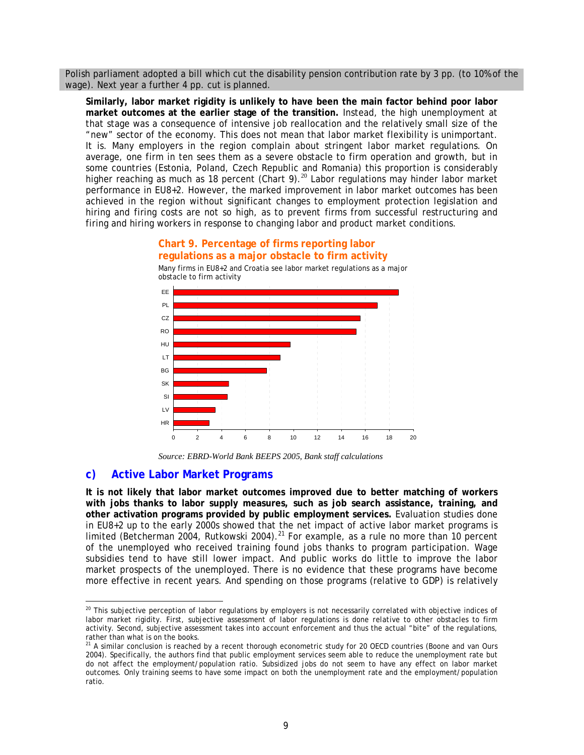Polish parliament adopted a bill which cut the disability pension contribution rate by 3 pp. (to 10% of the wage). Next year a further 4 pp. cut is planned.

**Similarly, labor market rigidity is unlikely to have been the main factor behind poor labor market outcomes at the earlier stage of the transition.** Instead, the high unemployment at that stage was a consequence of intensive job reallocation and the relatively small size of the "new" sector of the economy. This does not mean that labor market flexibility is unimportant. It is. Many employers in the region complain about stringent labor market regulations. On average, one firm in ten sees them as a severe obstacle to firm operation and growth, but in some countries (Estonia, Poland, Czech Republic and Romania) this proportion is considerably higher reaching as much as 18 percent (Chart 9).[20] Labor regulations may hinder labor market performance in EU8+2. However, the marked improvement in labor market outcomes has been achieved in the region without significant changes to employment protection legislation and hiring and firing costs are not so high, as to prevent firms from successful restructuring and firing and hiring workers in response to changing labor and product market conditions.

**Chart 9. Percentage of firms reporting labor regulations as a major obstacle to firm activity**

Many firms in EU8+2 and Croatia see labor market regulations as a major obstacle to firm activity

| Country | Percentage |
|---|---|
| EE | 18.8 |
| PL | 17.0 |
| CZ | 15.6 |
| RO | 15.3 |
| HU | 9.7 |
| LT | 8.9 |
| BG | 7.8 |
| SK | 4.6 |
| SI | 4.5 |
| LV | 3.5 |
| HR | 3.0 |

*Source: EBRD-World Bank BEEPS 2005, Bank staff calculations*

## c) Active Labor Market Programs

**It is not likely that labor market outcomes improved due to better matching of workers with jobs thanks to labor supply measures, such as job search assistance, training, and other activation programs provided by public employment services.** Evaluation studies done in EU8+2 up to the early 2000s showed that the net impact of active labor market programs is limited (Betcherman 2004, Rutkowski 2004).[21] For example, as a rule no more than 10 percent of the unemployed who received training found jobs thanks to program participation. Wage subsidies tend to have still lower impact. And public works do little to improve the labor market prospects of the unemployed. There is no evidence that these programs have become more effective in recent years. And spending on those programs (relative to GDP) is relatively

---

[20] This subjective perception of labor regulations by employers is not necessarily correlated with objective indices of labor market rigidity. First, subjective assessment of labor regulations is done relative to other obstacles to firm activity. Second, subjective assessment takes into account enforcement and thus the actual "bite" of the regulations, rather than what is on the books.

[21] A similar conclusion is reached by a recent thorough econometric study for 20 OECD countries (Boone and van Ours 2004). Specifically, the authors find that public employment services seem able to reduce the unemployment rate but do not affect the employment/population ratio. Subsidized jobs do not seem to have any effect on labor market outcomes. Only training seems to have some impact on both the unemployment rate and the employment/population ratio.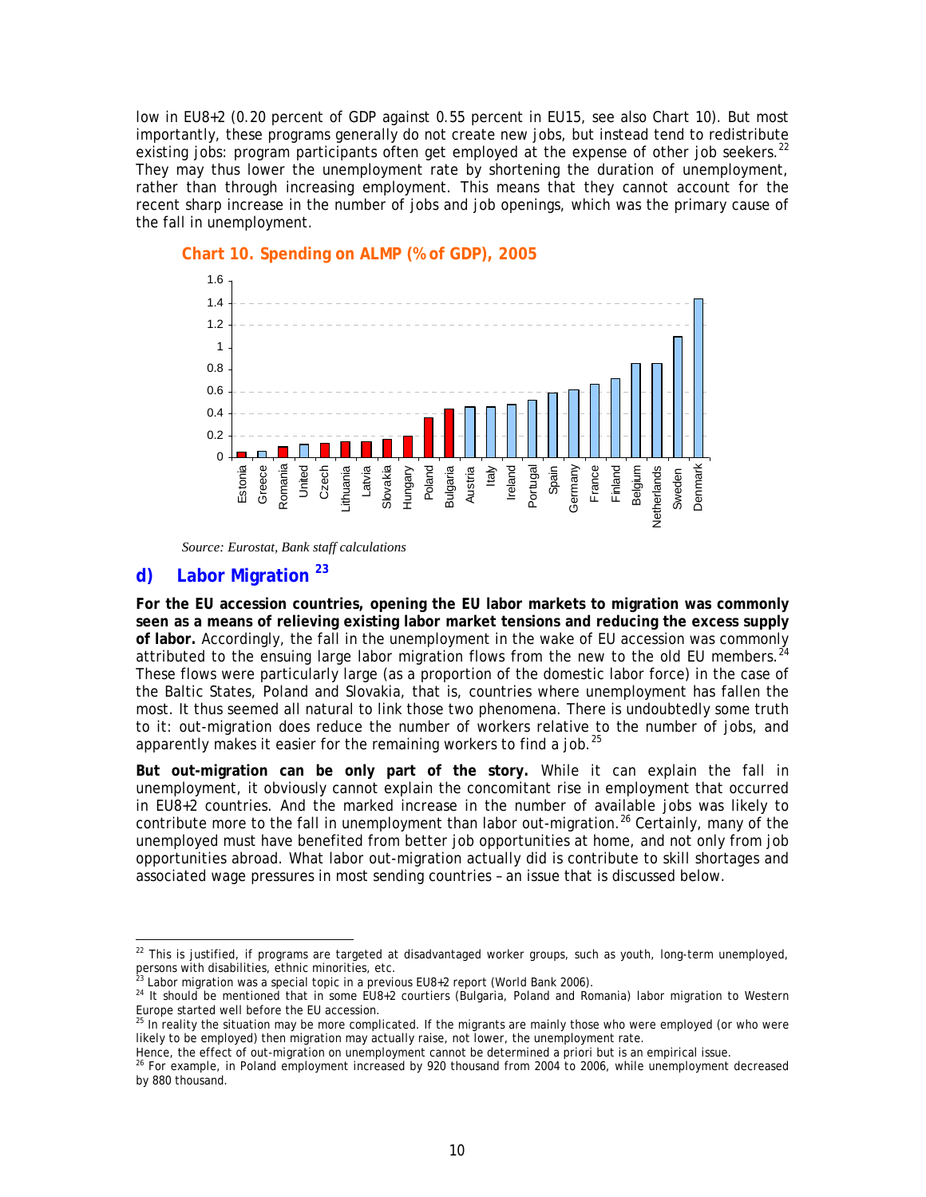low in EU8+2 (0.20 percent of GDP against 0.55 percent in EU15, see also Chart 10). But most importantly, these programs generally do not create new jobs, but instead tend to redistribute existing jobs: program participants often get employed at the expense of other job seekers.[22] They may thus lower the unemployment rate by shortening the duration of unemployment, rather than through increasing employment. This means that they cannot account for the recent sharp increase in the number of jobs and job openings, which was the primary cause of the fall in unemployment.

**Chart 10. Spending on ALMP (% of GDP), 2005**

*Source: Eurostat, Bank staff calculations*

## d) Labor Migration [23]

**For the EU accession countries, opening the EU labor markets to migration was commonly seen as a means of relieving existing labor market tensions and reducing the excess supply of labor.** Accordingly, the fall in the unemployment in the wake of EU accession was commonly attributed to the ensuing large labor migration flows from the new to the old EU members.[24] These flows were particularly large (as a proportion of the domestic labor force) in the case of the Baltic States, Poland and Slovakia, that is, countries where unemployment has fallen the most. It thus seemed all natural to link those two phenomena. There is undoubtedly some truth to it: out-migration does reduce the number of workers relative to the number of jobs, and apparently makes it easier for the remaining workers to find a job.[25]

**But out-migration can be only part of the story.** While it can explain the fall in unemployment, it obviously cannot explain the concomitant rise in employment that occurred in EU8+2 countries. And the marked increase in the number of available jobs was likely to contribute more to the fall in unemployment than labor out-migration.[26] Certainly, many of the unemployed must have benefited from better job opportunities at home, and not only from job opportunities abroad. What labor out-migration actually did is contribute to skill shortages and associated wage pressures in most sending countries – an issue that is discussed below.

---

[22] This is justified, if programs are targeted at disadvantaged worker groups, such as youth, long-term unemployed, persons with disabilities, ethnic minorities, etc.

[23] Labor migration was a special topic in a previous EU8+2 report (World Bank 2006).

[24] It should be mentioned that in some EU8+2 courtiers (Bulgaria, Poland and Romania) labor migration to Western Europe started well before the EU accession.

[25] In reality the situation may be more complicated. If the migrants are mainly those who were employed (or who were likely to be employed) then migration may actually raise, not lower, the unemployment rate. Hence, the effect of out-migration on unemployment cannot be determined a priori but is an empirical issue.

[26] For example, in Poland employment increased by 920 thousand from 2004 to 2006, while unemployment decreased by 880 thousand.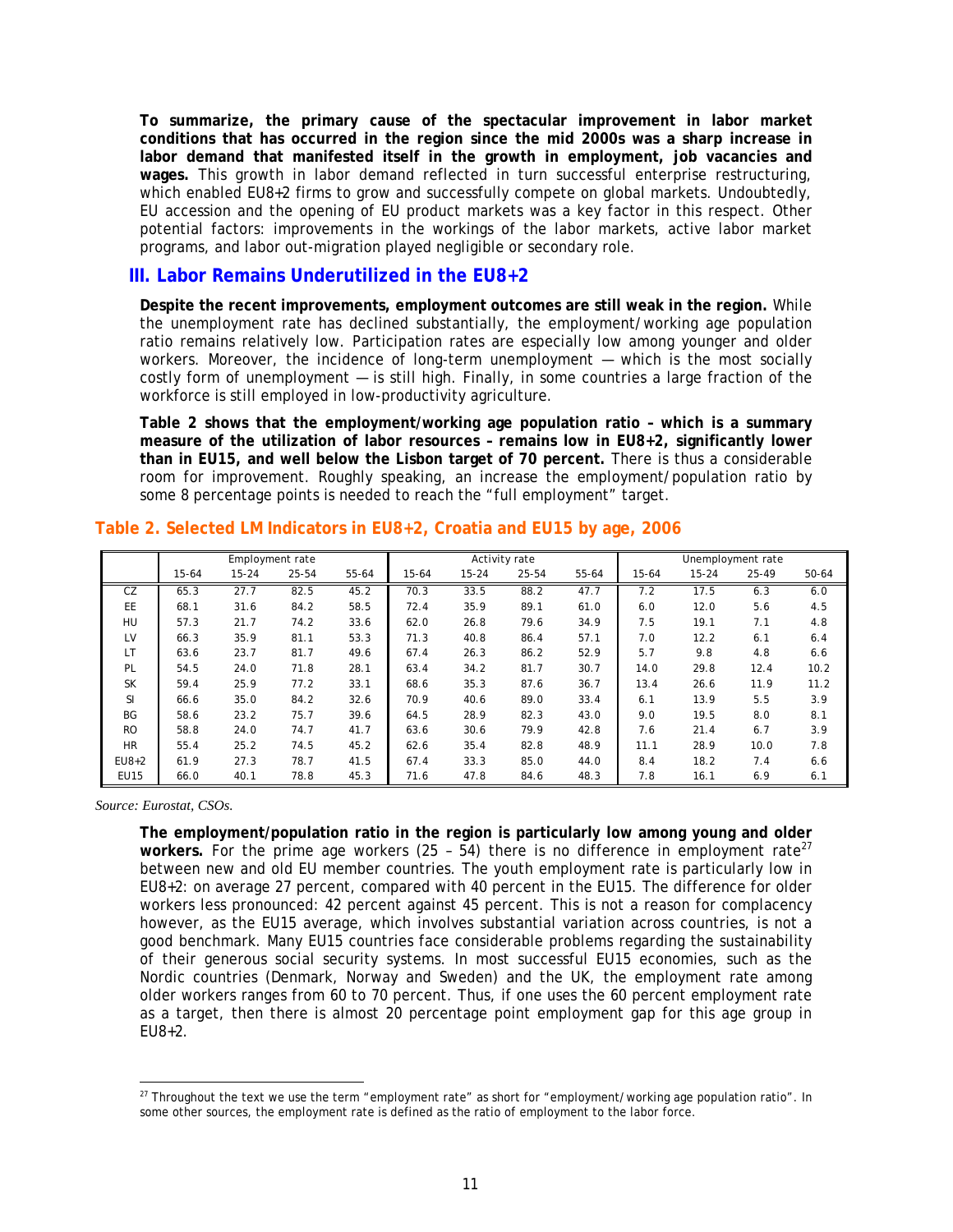**To summarize, the primary cause of the spectacular improvement in labor market conditions that has occurred in the region since the mid 2000s was a sharp increase in labor demand that manifested itself in the growth in employment, job vacancies and wages.** This growth in labor demand reflected in turn successful enterprise restructuring, which enabled EU8+2 firms to grow and successfully compete on global markets. Undoubtedly, EU accession and the opening of EU product markets was a key factor in this respect. Other potential factors: improvements in the workings of the labor markets, active labor market programs, and labor out-migration played negligible or secondary role.

## III. Labor Remains Underutilized in the EU8+2

**Despite the recent improvements, employment outcomes are still weak in the region.** While the unemployment rate has declined substantially, the employment/working age population ratio remains relatively low. Participation rates are especially low among younger and older workers. Moreover, the incidence of long-term unemployment — which is the most socially costly form of unemployment — is still high. Finally, in some countries a large fraction of the workforce is still employed in low-productivity agriculture.

**Table 2 shows that the employment/working age population ratio – which is a summary measure of the utilization of labor resources – remains low in EU8+2, significantly lower than in EU15, and well below the Lisbon target of 70 percent.** There is thus a considerable room for improvement. Roughly speaking, an increase the employment/population ratio by some 8 percentage points is needed to reach the "full employment" target.

### Table 2. Selected LM Indicators in EU8+2, Croatia and EU15 by age, 2006

| | Employment rate | | | | Activity rate | | | | Unemployment rate | | | |
|---|---|---|---|---|---|---|---|---|---|---|---|---|
| | 15-64 | 15-24 | 25-54 | 55-64 | 15-64 | 15-24 | 25-54 | 55-64 | 15-64 | 15-24 | 25-49 | 50-64 |
| CZ | 65.3 | 27.7 | 82.5 | 45.2 | 70.3 | 33.5 | 88.2 | 47.7 | 7.2 | 17.5 | 6.3 | 6.0 |
| EE | 68.1 | 31.6 | 84.2 | 58.5 | 72.4 | 35.9 | 89.1 | 61.0 | 6.0 | 12.0 | 5.6 | 4.5 |
| HU | 57.3 | 21.7 | 74.2 | 33.6 | 62.0 | 26.8 | 79.6 | 34.9 | 7.5 | 19.1 | 7.1 | 4.8 |
| LV | 66.3 | 35.9 | 81.1 | 53.3 | 71.3 | 40.8 | 86.4 | 57.1 | 7.0 | 12.2 | 6.1 | 6.4 |
| LT | 63.6 | 23.7 | 81.7 | 49.6 | 67.4 | 26.3 | 86.2 | 52.9 | 5.7 | 9.8 | 4.8 | 6.6 |
| PL | 54.5 | 24.0 | 71.8 | 28.1 | 63.4 | 34.2 | 81.7 | 30.7 | 14.0 | 29.8 | 12.4 | 10.2 |
| SK | 59.4 | 25.9 | 77.2 | 33.1 | 68.6 | 35.3 | 87.6 | 36.7 | 13.4 | 26.6 | 11.9 | 11.2 |
| SI | 66.6 | 35.0 | 84.2 | 32.6 | 70.9 | 40.6 | 89.0 | 33.4 | 6.1 | 13.9 | 5.5 | 3.9 |
| BG | 58.6 | 23.2 | 75.7 | 39.6 | 64.5 | 28.9 | 82.3 | 43.0 | 9.0 | 19.5 | 8.0 | 8.1 |
| RO | 58.8 | 24.0 | 74.7 | 41.7 | 63.6 | 30.6 | 79.9 | 42.8 | 7.6 | 21.4 | 6.7 | 3.9 |
| HR | 55.4 | 25.2 | 74.5 | 45.2 | 62.6 | 35.4 | 82.8 | 48.9 | 11.1 | 28.9 | 10.0 | 7.8 |
| EU8+2 | 61.9 | 27.3 | 78.7 | 41.5 | 67.4 | 33.3 | 85.0 | 44.0 | 8.4 | 18.2 | 7.4 | 6.6 |
| EU15 | 66.0 | 40.1 | 78.8 | 45.3 | 71.6 | 47.8 | 84.6 | 48.3 | 7.8 | 16.1 | 6.9 | 6.1 |

*Source: Eurostat, CSOs.*

**The employment/population ratio in the region is particularly low among young and older workers.** For the prime age workers (25 – 54) there is no difference in employment rate[27] between new and old EU member countries. The youth employment rate is particularly low in EU8+2: on average 27 percent, compared with 40 percent in the EU15. The difference for older workers less pronounced: 42 percent against 45 percent. This is not a reason for complacency however, as the EU15 average, which involves substantial variation across countries, is not a good benchmark. Many EU15 countries face considerable problems regarding the sustainability of their generous social security systems. In most successful EU15 economies, such as the Nordic countries (Denmark, Norway and Sweden) and the UK, the employment rate among older workers ranges from 60 to 70 percent. Thus, if one uses the 60 percent employment rate as a target, then there is almost 20 percentage point employment gap for this age group in EU8+2.

[27] Throughout the text we use the term "employment rate" as short for "employment/working age population ratio". In some other sources, the employment rate is defined as the ratio of employment to the labor force.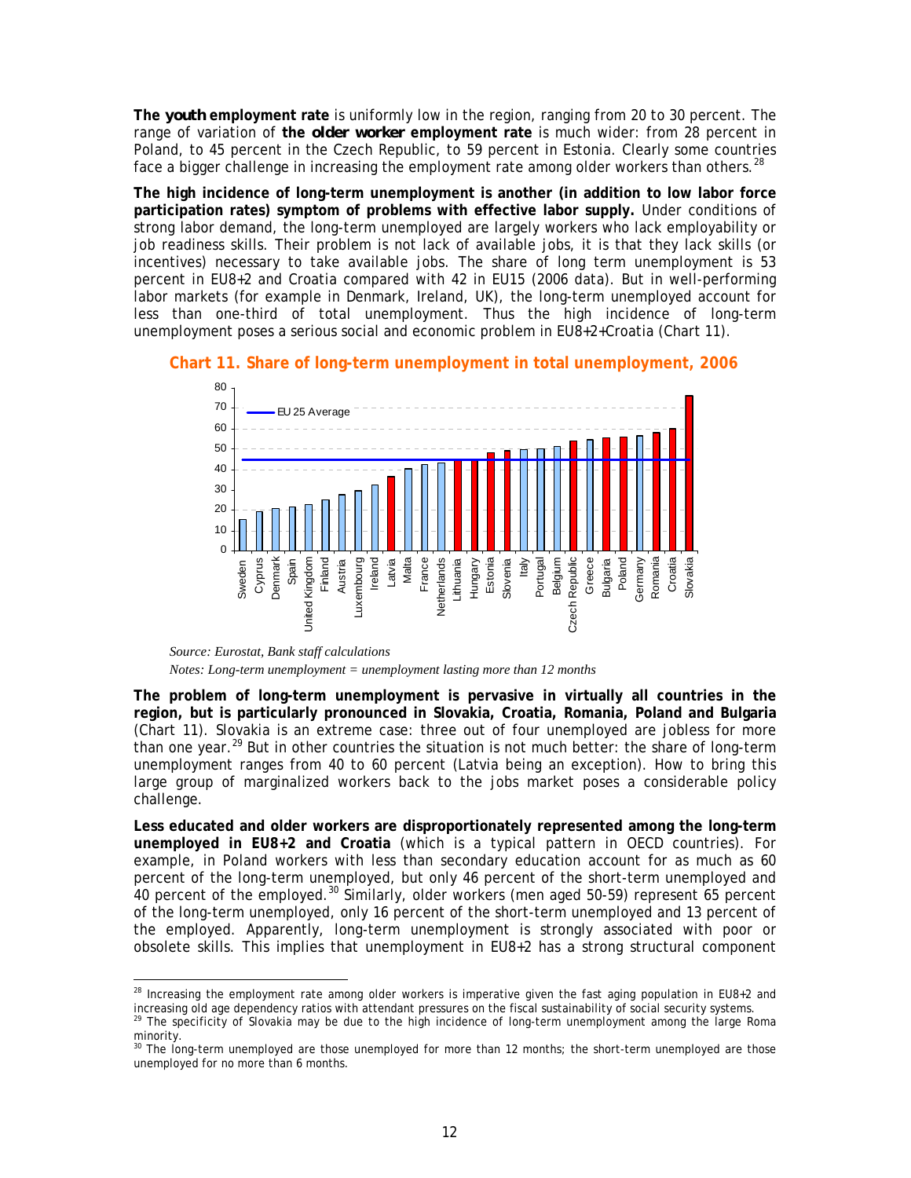**The youth employment rate** is uniformly low in the region, ranging from 20 to 30 percent. The range of variation of **the older worker employment rate** is much wider: from 28 percent in Poland, to 45 percent in the Czech Republic, to 59 percent in Estonia. Clearly some countries face a bigger challenge in increasing the employment rate among older workers than others.[28]

**The high incidence of long-term unemployment is another (in addition to low labor force participation rates) symptom of problems with effective labor supply.** Under conditions of strong labor demand, the long-term unemployed are largely workers who lack employability or job readiness skills. Their problem is not lack of available jobs, it is that they lack skills (or incentives) necessary to take available jobs. The share of long term unemployment is 53 percent in EU8+2 and Croatia compared with 42 in EU15 (2006 data). But in well-performing labor markets (for example in Denmark, Ireland, UK), the long-term unemployed account for less than one-third of total unemployment. Thus the high incidence of long-term unemployment poses a serious social and economic problem in EU8+2+Croatia (Chart 11).

**Chart 11. Share of long-term unemployment in total unemployment, 2006**

*Source: Eurostat, Bank staff calculations*

*Notes: Long-term unemployment = unemployment lasting more than 12 months*

**The problem of long-term unemployment is pervasive in virtually all countries in the region, but is particularly pronounced in Slovakia, Croatia, Romania, Poland and Bulgaria** (Chart 11). Slovakia is an extreme case: three out of four unemployed are jobless for more than one year.[29] But in other countries the situation is not much better: the share of long-term unemployment ranges from 40 to 60 percent (Latvia being an exception). How to bring this large group of marginalized workers back to the jobs market poses a considerable policy challenge.

**Less educated and older workers are disproportionately represented among the long-term unemployed in EU8+2 and Croatia** (which is a typical pattern in OECD countries). For example, in Poland workers with less than secondary education account for as much as 60 percent of the long-term unemployed, but only 46 percent of the short-term unemployed and 40 percent of the employed.[30] Similarly, older workers (men aged 50-59) represent 65 percent of the long-term unemployed, only 16 percent of the short-term unemployed and 13 percent of the employed. Apparently, long-term unemployment is strongly associated with poor or obsolete skills. This implies that unemployment in EU8+2 has a strong structural component

---

[28] Increasing the employment rate among older workers is imperative given the fast aging population in EU8+2 and increasing old age dependency ratios with attendant pressures on the fiscal sustainability of social security systems.

[29] The specificity of Slovakia may be due to the high incidence of long-term unemployment among the large Roma minority.

[30] The long-term unemployed are those unemployed for more than 12 months; the short-term unemployed are those unemployed for no more than 6 months.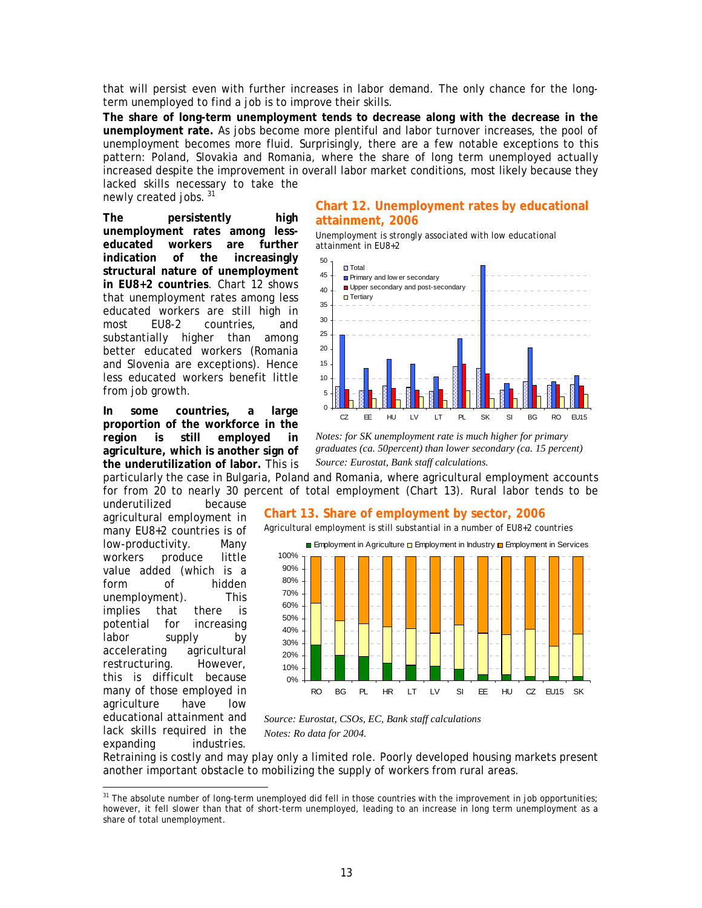that will persist even with further increases in labor demand. The only chance for the long-term unemployed to find a job is to improve their skills.

**The share of long-term unemployment tends to decrease along with the decrease in the unemployment rate.** As jobs become more plentiful and labor turnover increases, the pool of unemployment becomes more fluid. Surprisingly, there are a few notable exceptions to this pattern: Poland, Slovakia and Romania, where the share of long term unemployed actually increased despite the improvement in overall labor market conditions, most likely because they lacked skills necessary to take the newly created jobs.[31]

**The persistently high unemployment rates among less-educated workers are further indication of the increasingly structural nature of unemployment in EU8+2 countries**. Chart 12 shows that unemployment rates among less educated workers are still high in most EU8-2 countries, and substantially higher than among better educated workers (Romania and Slovenia are exceptions). Hence less educated workers benefit little from job growth.

## Chart 12. Unemployment rates by educational attainment, 2006

Unemployment is strongly associated with low educational attainment in EU8+2

*Notes: for SK unemployment rate is much higher for primary graduates (ca. 50percent) than lower secondary (ca. 15 percent)*

*Source: Eurostat, Bank staff calculations.*

**In some countries, a large proportion of the workforce in the region is still employed in agriculture, which is another sign of the underutilization of labor.** This is particularly the case in Bulgaria, Poland and Romania, where agricultural employment accounts for from 20 to nearly 30 percent of total employment (Chart 13). Rural labor tends to be underutilized because agricultural employment in many EU8+2 countries is of low-productivity. Many workers produce little value added (which is a form of hidden unemployment). This implies that there is potential for increasing labor supply by accelerating agricultural restructuring. However, this is difficult because many of those employed in agriculture have low educational attainment and lack skills required in the expanding industries. Retraining is costly and may play only a limited role. Poorly developed housing markets present another important obstacle to mobilizing the supply of workers from rural areas.

## Chart 13. Share of employment by sector, 2006

Agricultural employment is still substantial in a number of EU8+2 countries

*Source: Eurostat, CSOs, EC, Bank staff calculations*

*Notes: Ro data for 2004.*

---

[31] The absolute number of long-term unemployed did fell in those countries with the improvement in job opportunities; however, it fell slower than that of short-term unemployed, leading to an increase in long term unemployment as a share of total unemployment.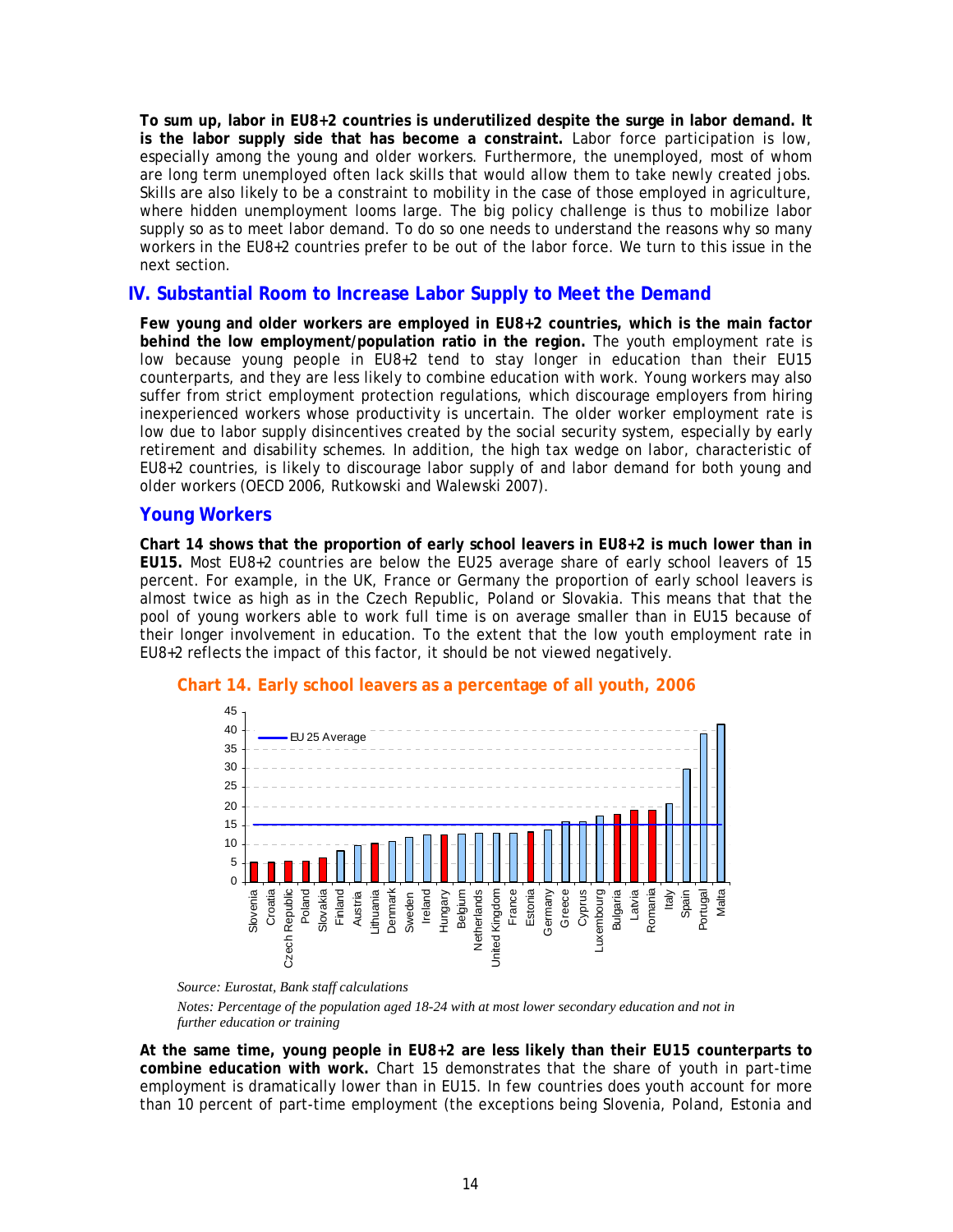**To sum up, labor in EU8+2 countries is underutilized despite the surge in labor demand. It is the labor supply side that has become a constraint.** Labor force participation is low, especially among the young and older workers. Furthermore, the unemployed, most of whom are long term unemployed often lack skills that would allow them to take newly created jobs. Skills are also likely to be a constraint to mobility in the case of those employed in agriculture, where hidden unemployment looms large. The big policy challenge is thus to mobilize labor supply so as to meet labor demand. To do so one needs to understand the reasons why so many workers in the EU8+2 countries prefer to be out of the labor force. We turn to this issue in the next section.

## IV. Substantial Room to Increase Labor Supply to Meet the Demand

**Few young and older workers are employed in EU8+2 countries, which is the main factor behind the low employment/population ratio in the region.** The youth employment rate is low because young people in EU8+2 tend to stay longer in education than their EU15 counterparts, and they are less likely to combine education with work. Young workers may also suffer from strict employment protection regulations, which discourage employers from hiring inexperienced workers whose productivity is uncertain. The older worker employment rate is low due to labor supply disincentives created by the social security system, especially by early retirement and disability schemes. In addition, the high tax wedge on labor, characteristic of EU8+2 countries, is likely to discourage labor supply of and labor demand for both young and older workers (OECD 2006, Rutkowski and Walewski 2007).

### Young Workers

**Chart 14 shows that the proportion of early school leavers in EU8+2 is much lower than in EU15.** Most EU8+2 countries are below the EU25 average share of early school leavers of 15 percent. For example, in the UK, France or Germany the proportion of early school leavers is almost twice as high as in the Czech Republic, Poland or Slovakia. This means that that the pool of young workers able to work full time is on average smaller than in EU15 because of their longer involvement in education. To the extent that the low youth employment rate in EU8+2 reflects the impact of this factor, it should be not viewed negatively.

**Chart 14. Early school leavers as a percentage of all youth, 2006**

| Country | Early school leavers (%) |
|---|---|
| Slovenia | 5 |
| Croatia | 5 |
| Czech Republic | 5.5 |
| Poland | 5.5 |
| Slovakia | 6.5 |
| Finland | 8.5 |
| Austria | 10 |
| Lithuania | 10.5 |
| Denmark | 11 |
| Sweden | 12 |
| Ireland | 12.5 |
| Hungary | 12.5 |
| Belgium | 13 |
| Netherlands | 13 |
| United Kingdom | 13 |
| France | 13 |
| Estonia | 13.5 |
| Germany | 14 |
| Greece | 16 |
| Cyprus | 16 |
| Luxembourg | 17.5 |
| Bulgaria | 18 |
| Latvia | 19 |
| Romania | 19 |
| Italy | 21 |
| Spain | 30 |
| Portugal | 39 |
| Malta | 41.5 |

EU 25 Average: 15

*Source: Eurostat, Bank staff calculations*

*Notes: Percentage of the population aged 18-24 with at most lower secondary education and not in further education or training*

**At the same time, young people in EU8+2 are less likely than their EU15 counterparts to combine education with work.** Chart 15 demonstrates that the share of youth in part-time employment is dramatically lower than in EU15. In few countries does youth account for more than 10 percent of part-time employment (the exceptions being Slovenia, Poland, Estonia and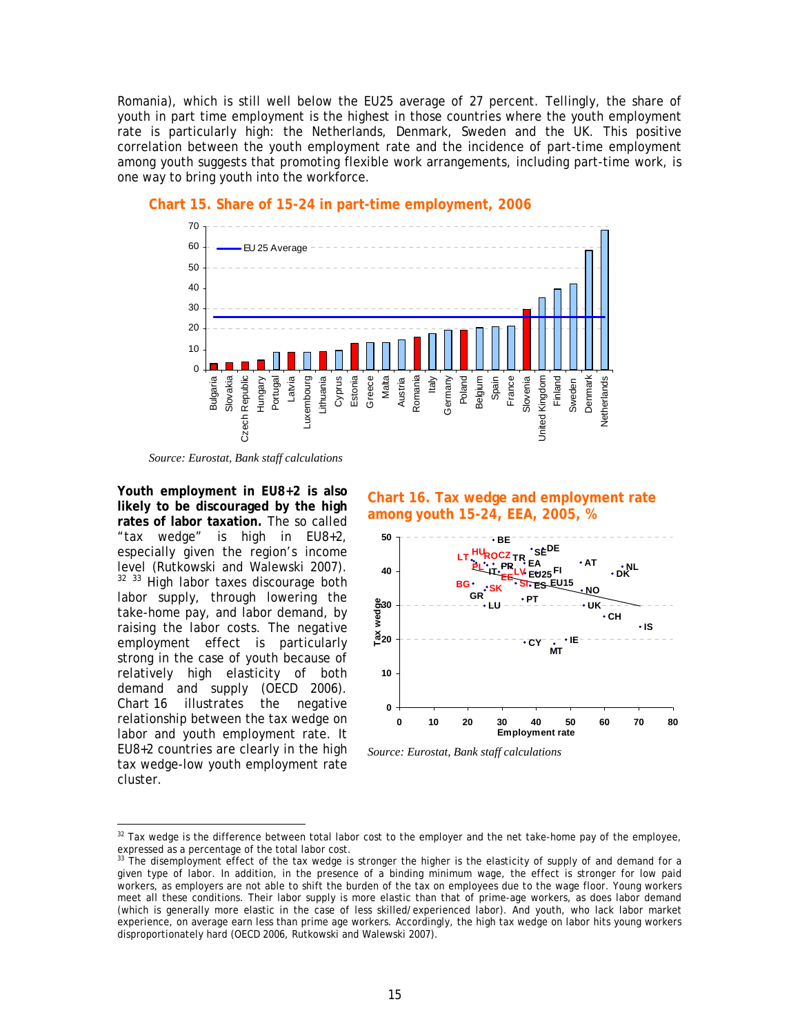Romania), which is still well below the EU25 average of 27 percent. Tellingly, the share of youth in part time employment is the highest in those countries where the youth employment rate is particularly high: the Netherlands, Denmark, Sweden and the UK. This positive correlation between the youth employment rate and the incidence of part-time employment among youth suggests that promoting flexible work arrangements, including part-time work, is one way to bring youth into the workforce.

**Chart 15. Share of 15-24 in part-time employment, 2006**

*Source: Eurostat, Bank staff calculations*

**Youth employment in EU8+2 is also likely to be discouraged by the high rates of labor taxation.** The so called "tax wedge" is high in EU8+2, especially given the region's income level (Rutkowski and Walewski 2007).[32] [33] High labor taxes discourage both labor supply, through lowering the take-home pay, and labor demand, by raising the labor costs. The negative employment effect is particularly strong in the case of youth because of relatively high elasticity of both demand and supply (OECD 2006). Chart 16 illustrates the negative relationship between the tax wedge on labor and youth employment rate. It EU8+2 countries are clearly in the high tax wedge-low youth employment rate cluster.

**Chart 16. Tax wedge and employment rate among youth 15-24, EEA, 2005, %**

*Source: Eurostat, Bank staff calculations*

[32] Tax wedge is the difference between total labor cost to the employer and the net take-home pay of the employee, expressed as a percentage of the total labor cost.

[33] The disemployment effect of the tax wedge is stronger the higher is the elasticity of supply of and demand for a given type of labor. In addition, in the presence of a binding minimum wage, the effect is stronger for low paid workers, as employers are not able to shift the burden of the tax on employees due to the wage floor. Young workers meet all these conditions. Their labor supply is more elastic than that of prime-age workers, as does labor demand (which is generally more elastic in the case of less skilled/experienced labor). And youth, who lack labor market experience, on average earn less than prime age workers. Accordingly, the high tax wedge on labor hits young workers disproportionately hard (OECD 2006, Rutkowski and Walewski 2007).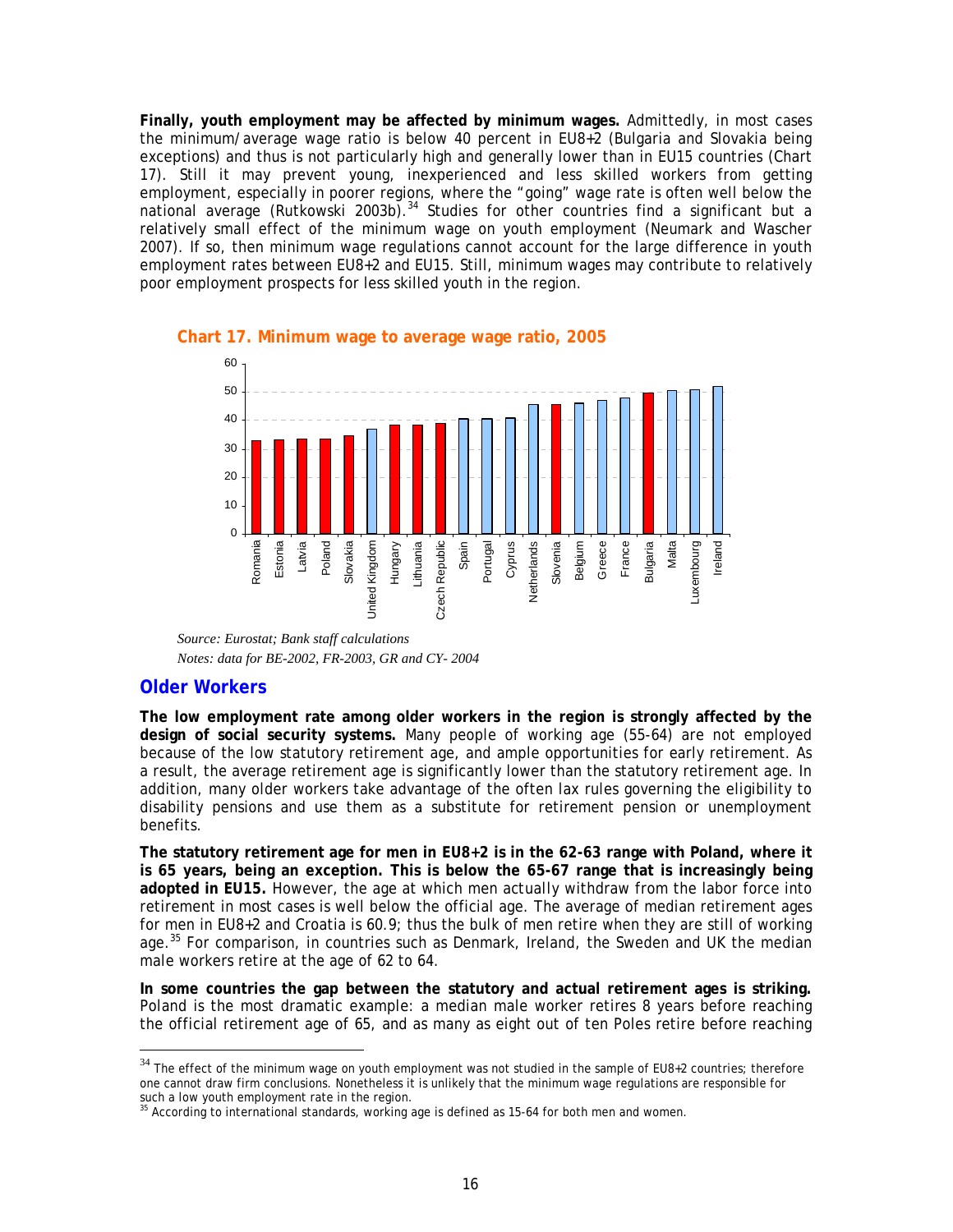**Finally, youth employment may be affected by minimum wages.** Admittedly, in most cases the minimum/average wage ratio is below 40 percent in EU8+2 (Bulgaria and Slovakia being exceptions) and thus is not particularly high and generally lower than in EU15 countries (Chart 17). Still it may prevent young, inexperienced and less skilled workers from getting employment, especially in poorer regions, where the "going" wage rate is often well below the national average (Rutkowski 2003b).[34] Studies for other countries find a significant but a relatively small effect of the minimum wage on youth employment (Neumark and Wascher 2007). If so, then minimum wage regulations cannot account for the large difference in youth employment rates between EU8+2 and EU15. Still, minimum wages may contribute to relatively poor employment prospects for less skilled youth in the region.

**Chart 17. Minimum wage to average wage ratio, 2005**

*Source: Eurostat; Bank staff calculations*

*Notes: data for BE-2002, FR-2003, GR and CY- 2004*

## Older Workers

**The low employment rate among older workers in the region is strongly affected by the design of social security systems.** Many people of working age (55-64) are not employed because of the low statutory retirement age, and ample opportunities for early retirement. As a result, the average retirement age is significantly lower than the statutory retirement age. In addition, many older workers take advantage of the often lax rules governing the eligibility to disability pensions and use them as a substitute for retirement pension or unemployment benefits.

**The statutory retirement age for men in EU8+2 is in the 62-63 range with Poland, where it is 65 years, being an exception. This is below the 65-67 range that is increasingly being adopted in EU15.** However, the age at which men actually withdraw from the labor force into retirement in most cases is well below the official age. The average of median retirement ages for men in EU8+2 and Croatia is 60.9; thus the bulk of men retire when they are still of working age.[35] For comparison, in countries such as Denmark, Ireland, the Sweden and UK the median male workers retire at the age of 62 to 64.

**In some countries the gap between the statutory and actual retirement ages is striking.** Poland is the most dramatic example: a median male worker retires 8 years before reaching the official retirement age of 65, and as many as eight out of ten Poles retire before reaching

---

[34] The effect of the minimum wage on youth employment was not studied in the sample of EU8+2 countries; therefore one cannot draw firm conclusions. Nonetheless it is unlikely that the minimum wage regulations are responsible for such a low youth employment rate in the region.

[35] According to international standards, working age is defined as 15-64 for both men and women.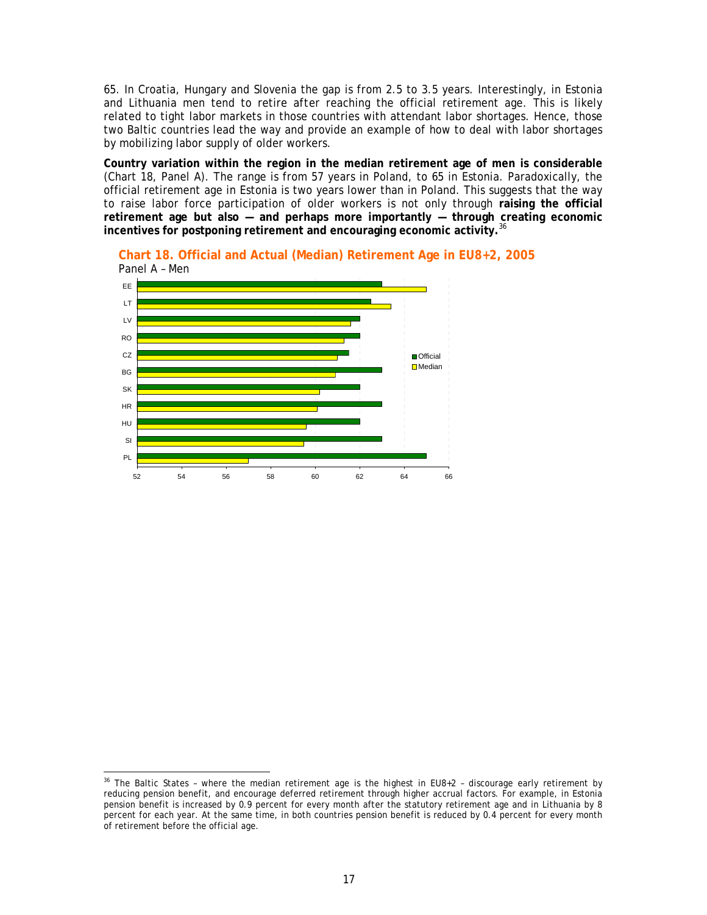65. In Croatia, Hungary and Slovenia the gap is from 2.5 to 3.5 years. Interestingly, in Estonia and Lithuania men tend to retire after reaching the official retirement age. This is likely related to tight labor markets in those countries with attendant labor shortages. Hence, those two Baltic countries lead the way and provide an example of how to deal with labor shortages by mobilizing labor supply of older workers.

**Country variation within the region in the median retirement age of men is considerable** (Chart 18, Panel A). The range is from 57 years in Poland, to 65 in Estonia. Paradoxically, the official retirement age in Estonia is two years lower than in Poland. This suggests that the way to raise labor force participation of older workers is not only through **raising the official retirement age but also — and perhaps more importantly — through creating economic incentives for postponing retirement and encouraging economic activity.**[36]

**Chart 18. Official and Actual (Median) Retirement Age in EU8+2, 2005**

Panel A – Men

---

[36] The Baltic States – where the median retirement age is the highest in EU8+2 – discourage early retirement by reducing pension benefit, and encourage deferred retirement through higher accrual factors. For example, in Estonia pension benefit is increased by 0.9 percent for every month after the statutory retirement age and in Lithuania by 8 percent for each year. At the same time, in both countries pension benefit is reduced by 0.4 percent for every month of retirement before the official age.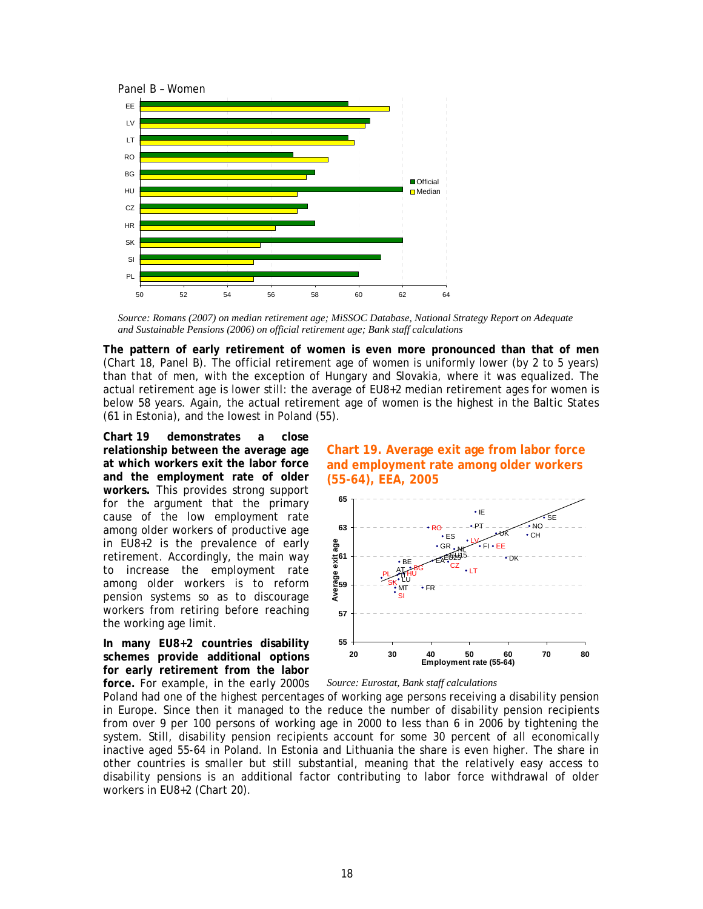Panel B – Women

Source: Romans (2007) on median retirement age; MiSSOC Database, National Strategy Report on Adequate and Sustainable Pensions (2006) on official retirement age; Bank staff calculations

**The pattern of early retirement of women is even more pronounced than that of men** (Chart 18, Panel B). The official retirement age of women is uniformly lower (by 2 to 5 years) than that of men, with the exception of Hungary and Slovakia, where it was equalized. The actual retirement age is lower still: the average of EU8+2 median retirement ages for women is below 58 years. Again, the actual retirement age of women is the highest in the Baltic States (61 in Estonia), and the lowest in Poland (55).

**Chart 19 demonstrates a close relationship between the average age at which workers exit the labor force and the employment rate of older workers.** This provides strong support for the argument that the primary cause of the low employment rate among older workers in EU8+2 is the prevalence of early retirement. Accordingly, the main way to increase the employment rate among older workers is to reform pension systems so as to discourage workers from retiring before reaching the working age limit.

### Chart 19. Average exit age from labor force and employment rate among older workers (55-64), EEA, 2005

Source: Eurostat, Bank staff calculations

**In many EU8+2 countries disability schemes provide additional options for early retirement from the labor force.** For example, in the early 2000s Poland had one of the highest percentages of working age persons receiving a disability pension in Europe. Since then it managed to the reduce the number of disability pension recipients from over 9 per 100 persons of working age in 2000 to less than 6 in 2006 by tightening the system. Still, disability pension recipients account for some 30 percent of all economically inactive aged 55-64 in Poland. In Estonia and Lithuania the share is even higher. The share in other countries is smaller but still substantial, meaning that the relatively easy access to disability pensions is an additional factor contributing to labor force withdrawal of older workers in EU8+2 (Chart 20).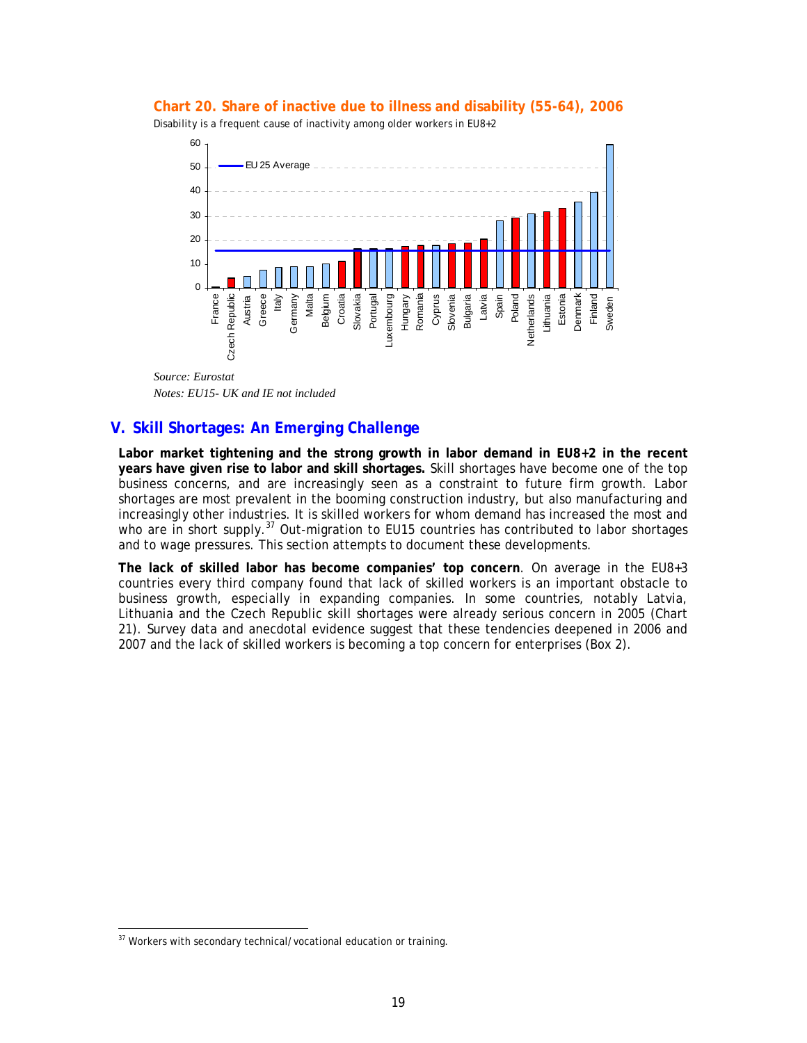**Chart 20. Share of inactive due to illness and disability (55-64), 2006**

Disability is a frequent cause of inactivity among older workers in EU8+2

*Source: Eurostat*

*Notes: EU15- UK and IE not included*

## V. Skill Shortages: An Emerging Challenge

**Labor market tightening and the strong growth in labor demand in EU8+2 in the recent years have given rise to labor and skill shortages.** Skill shortages have become one of the top business concerns, and are increasingly seen as a constraint to future firm growth. Labor shortages are most prevalent in the booming construction industry, but also manufacturing and increasingly other industries. It is skilled workers for whom demand has increased the most and who are in short supply.[37] Out-migration to EU15 countries has contributed to labor shortages and to wage pressures. This section attempts to document these developments.

**The lack of skilled labor has become companies' top concern**. On average in the EU8+3 countries every third company found that lack of skilled workers is an important obstacle to business growth, especially in expanding companies. In some countries, notably Latvia, Lithuania and the Czech Republic skill shortages were already serious concern in 2005 (Chart 21). Survey data and anecdotal evidence suggest that these tendencies deepened in 2006 and 2007 and the lack of skilled workers is becoming a top concern for enterprises (Box 2).

[37] Workers with secondary technical/vocational education or training.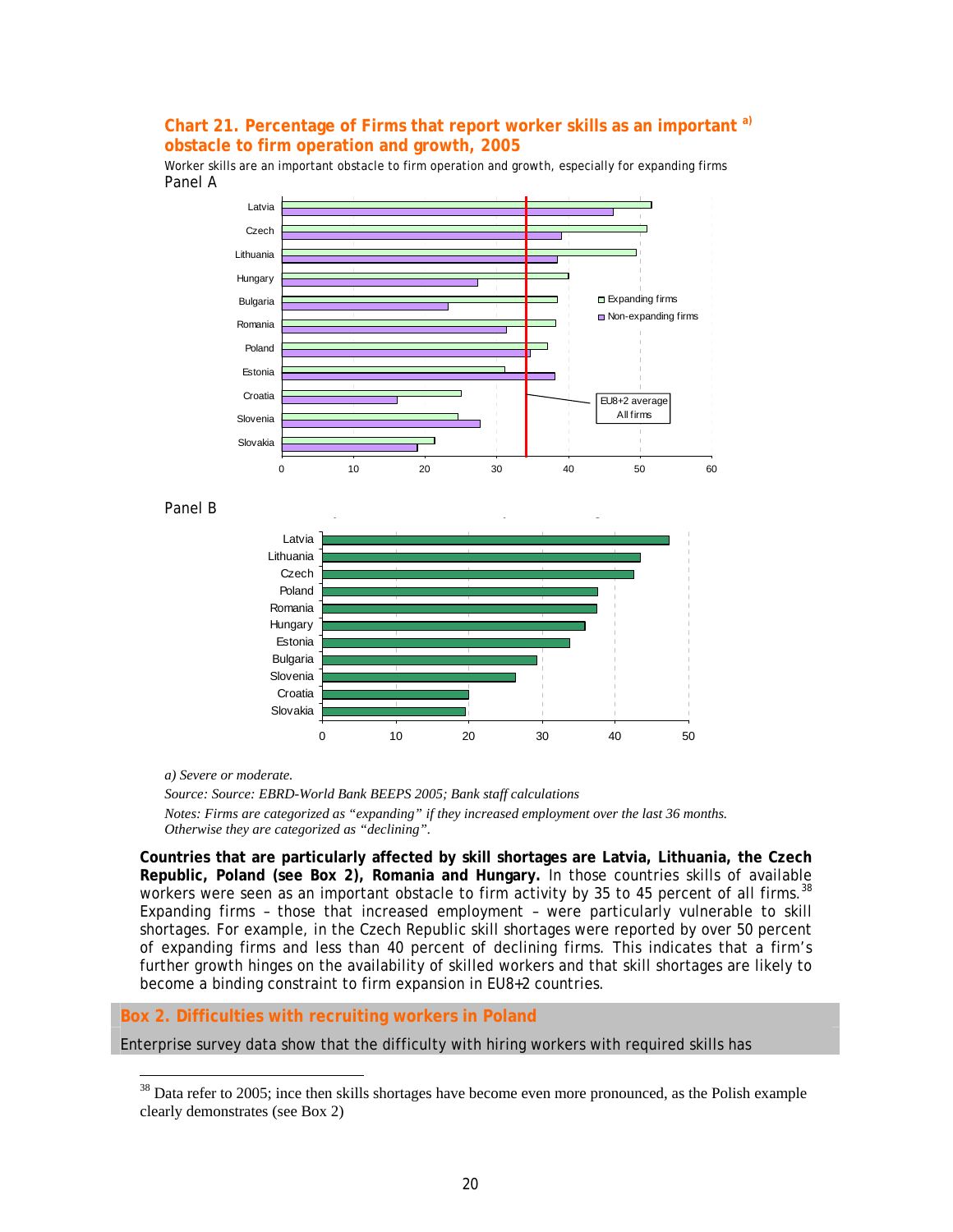### Chart 21. Percentage of Firms that report worker skills as an important [a)] obstacle to firm operation and growth, 2005

Worker skills are an important obstacle to firm operation and growth, especially for expanding firms

Panel A

Panel B

*a) Severe or moderate.*

*Source: Source: EBRD-World Bank BEEPS 2005; Bank staff calculations*

*Notes: Firms are categorized as "expanding" if they increased employment over the last 36 months. Otherwise they are categorized as "declining".*

**Countries that are particularly affected by skill shortages are Latvia, Lithuania, the Czech Republic, Poland (see Box 2), Romania and Hungary.** In those countries skills of available workers were seen as an important obstacle to firm activity by 35 to 45 percent of all firms.[38] Expanding firms – those that increased employment – were particularly vulnerable to skill shortages. For example, in the Czech Republic skill shortages were reported by over 50 percent of expanding firms and less than 40 percent of declining firms. This indicates that a firm's further growth hinges on the availability of skilled workers and that skill shortages are likely to become a binding constraint to firm expansion in EU8+2 countries.

### Box 2. Difficulties with recruiting workers in Poland

Enterprise survey data show that the difficulty with hiring workers with required skills has

[38] Data refer to 2005; ince then skills shortages have become even more pronounced, as the Polish example clearly demonstrates (see Box 2)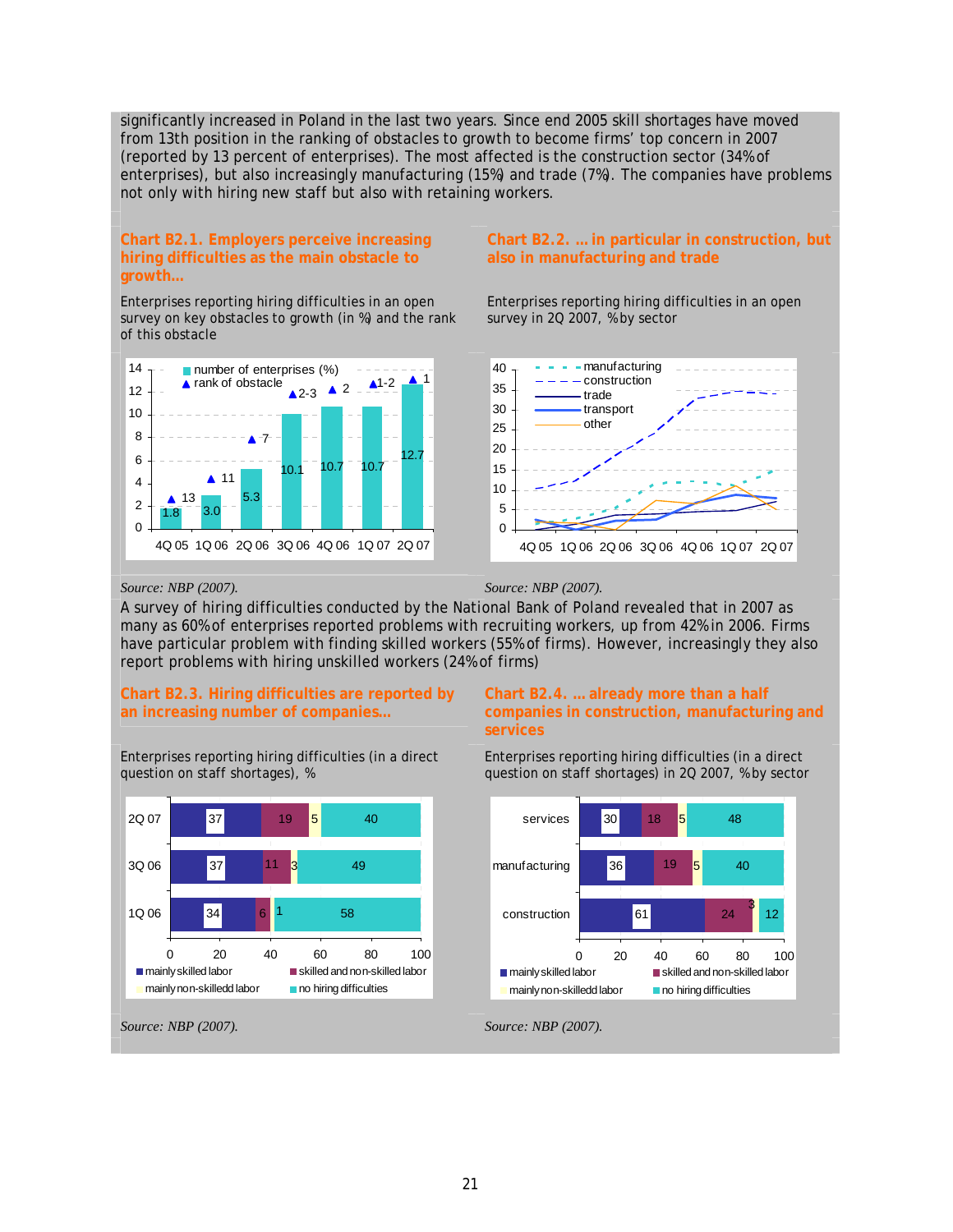significantly increased in Poland in the last two years. Since end 2005 skill shortages have moved from 13th position in the ranking of obstacles to growth to become firms' top concern in 2007 (reported by 13 percent of enterprises). The most affected is the construction sector (34% of enterprises), but also increasingly manufacturing (15%) and trade (7%). The companies have problems not only with hiring new staff but also with retaining workers.

**Chart B2.1. Employers perceive increasing hiring difficulties as the main obstacle to growth...**

Enterprises reporting hiring difficulties in an open survey on key obstacles to growth (in %) and the rank of this obstacle

| | 4Q 05 | 1Q 06 | 2Q 06 | 3Q 06 | 4Q 06 | 1Q 07 | 2Q 07 |
|---|---|---|---|---|---|---|---|
| number of enterprises (%) | 1.8 | 3.0 | 5.3 | 10.1 | 10.7 | 10.7 | 12.7 |
| rank of obstacle | 13 | 11 | 7 | 2-3 | 2 | 1-2 | 1 |

Source: NBP (2007).

**Chart B2.2. ... in particular in construction, but also in manufacturing and trade**

Enterprises reporting hiring difficulties in an open survey in 2Q 2007, % by sector

(Lines: manufacturing, construction, trade, transport, other; 4Q 05 – 2Q 07)

Source: NBP (2007).

A survey of hiring difficulties conducted by the National Bank of Poland revealed that in 2007 as many as 60% of enterprises reported problems with recruiting workers, up from 42% in 2006. Firms have particular problem with finding skilled workers (55% of firms). However, increasingly they also report problems with hiring unskilled workers (24% of firms)

**Chart B2.3. Hiring difficulties are reported by an increasing number of companies...**

Enterprises reporting hiring difficulties (in a direct question on staff shortages), %

| | mainly skilled labor | skilled and non-skilled labor | mainly non-skilledd labor | no hiring difficulties |
|---|---|---|---|---|
| 2Q 07 | 37 | 19 | 5 | 40 |
| 3Q 06 | 37 | 11 | 3 | 49 |
| 1Q 06 | 34 | 6 | 1 | 58 |

Source: NBP (2007).

**Chart B2.4. ... already more than a half companies in construction, manufacturing and services**

Enterprises reporting hiring difficulties (in a direct question on staff shortages) in 2Q 2007, % by sector

| | mainly skilled labor | skilled and non-skilled labor | mainly non-skilledd labor | no hiring difficulties |
|---|---|---|---|---|
| services | 30 | 18 | 5 | 48 |
| manufacturing | 36 | 19 | 5 | 40 |
| construction | 61 | 24 | 3 | 12 |

Source: NBP (2007).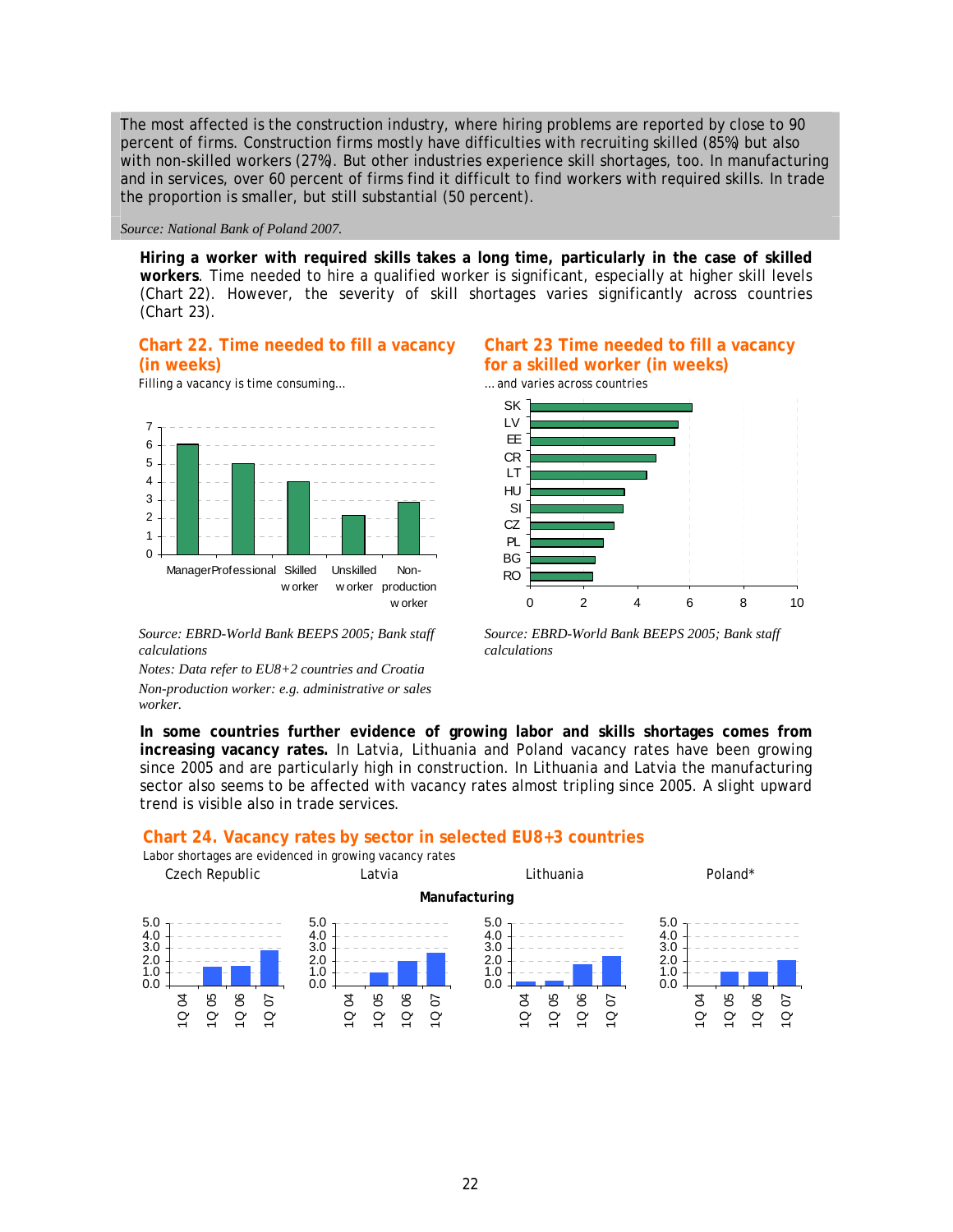The most affected is the construction industry, where hiring problems are reported by close to 90 percent of firms. Construction firms mostly have difficulties with recruiting skilled (85%) but also with non-skilled workers (27%). But other industries experience skill shortages, too. In manufacturing and in services, over 60 percent of firms find it difficult to find workers with required skills. In trade the proportion is smaller, but still substantial (50 percent).

*Source: National Bank of Poland 2007.*

**Hiring a worker with required skills takes a long time, particularly in the case of skilled workers**. Time needed to hire a qualified worker is significant, especially at higher skill levels (Chart 22). However, the severity of skill shortages varies significantly across countries (Chart 23).

**Chart 22. Time needed to fill a vacancy (in weeks)**

Filling a vacancy is time consuming...

*Source: EBRD-World Bank BEEPS 2005; Bank staff calculations*

*Notes: Data refer to EU8+2 countries and Croatia*

*Non-production worker: e.g. administrative or sales worker.*

**Chart 23 Time needed to fill a vacancy for a skilled worker (in weeks)**

... and varies across countries

*Source: EBRD-World Bank BEEPS 2005; Bank staff calculations*

**In some countries further evidence of growing labor and skills shortages comes from increasing vacancy rates.** In Latvia, Lithuania and Poland vacancy rates have been growing since 2005 and are particularly high in construction. In Lithuania and Latvia the manufacturing sector also seems to be affected with vacancy rates almost tripling since 2005. A slight upward trend is visible also in trade services.

**Chart 24. Vacancy rates by sector in selected EU8+3 countries**

Labor shortages are evidenced in growing vacancy rates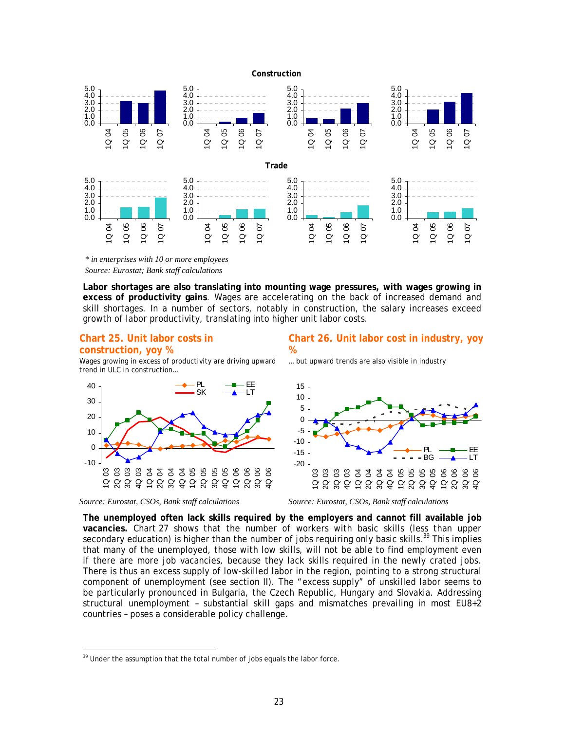**Construction**

**Trade**

*\* in enterprises with 10 or more employees*

*Source: Eurostat; Bank staff calculations*

**Labor shortages are also translating into mounting wage pressures, with wages growing in excess of productivity gains**. Wages are accelerating on the back of increased demand and skill shortages. In a number of sectors, notably in construction, the salary increases exceed growth of labor productivity, translating into higher unit labor costs.

### Chart 25. Unit labor costs in construction, yoy %

Wages growing in excess of productivity are driving upward trend in ULC in construction…

*Source: Eurostat, CSOs, Bank staff calculations*

### Chart 26. Unit labor cost in industry, yoy %

… but upward trends are also visible in industry

*Source: Eurostat, CSOs, Bank staff calculations*

**The unemployed often lack skills required by the employers and cannot fill available job vacancies.** Chart 27 shows that the number of workers with basic skills (less than upper secondary education) is higher than the number of jobs requiring only basic skills.[39] This implies that many of the unemployed, those with low skills, will not be able to find employment even if there are more job vacancies, because they lack skills required in the newly crated jobs. There is thus an excess supply of low-skilled labor in the region, pointing to a strong structural component of unemployment (see section II). The "excess supply" of unskilled labor seems to be particularly pronounced in Bulgaria, the Czech Republic, Hungary and Slovakia. Addressing structural unemployment – substantial skill gaps and mismatches prevailing in most EU8+2 countries – poses a considerable policy challenge.

[39] Under the assumption that the total number of jobs equals the labor force.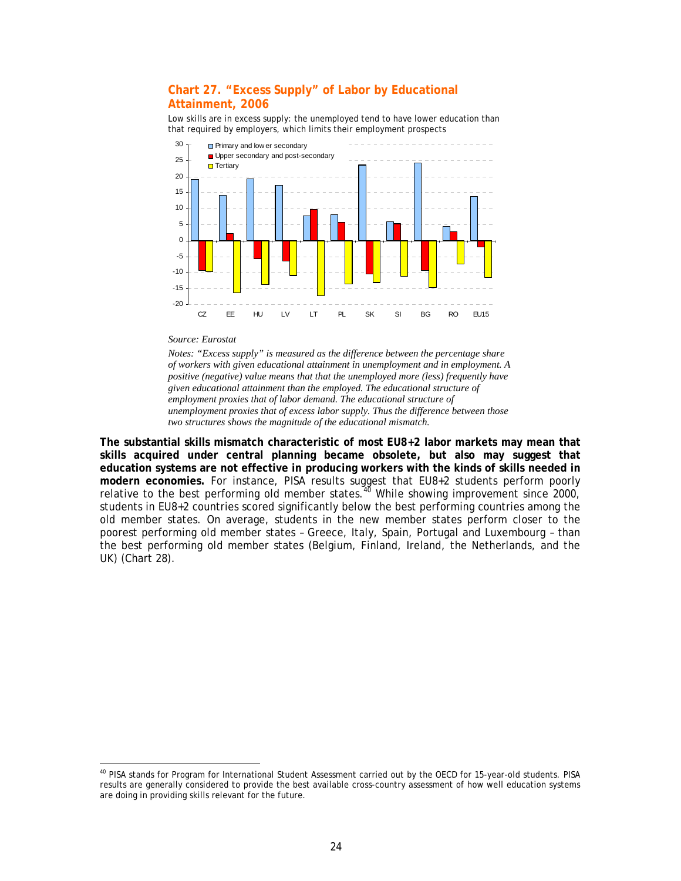## Chart 27. "Excess Supply" of Labor by Educational Attainment, 2006

Low skills are in excess supply: the unemployed tend to have lower education than that required by employers, which limits their employment prospects

*Source: Eurostat*

*Notes: "Excess supply" is measured as the difference between the percentage share of workers with given educational attainment in unemployment and in employment. A positive (negative) value means that that the unemployed more (less) frequently have given educational attainment than the employed. The educational structure of employment proxies that of labor demand. The educational structure of unemployment proxies that of excess labor supply. Thus the difference between those two structures shows the magnitude of the educational mismatch.*

**The substantial skills mismatch characteristic of most EU8+2 labor markets may mean that skills acquired under central planning became obsolete, but also may suggest that education systems are not effective in producing workers with the kinds of skills needed in modern economies.** For instance, PISA results suggest that EU8+2 students perform poorly relative to the best performing old member states.[40] While showing improvement since 2000, students in EU8+2 countries scored significantly below the best performing countries among the old member states. On average, students in the new member states perform closer to the poorest performing old member states – Greece, Italy, Spain, Portugal and Luxembourg – than the best performing old member states (Belgium, Finland, Ireland, the Netherlands, and the UK) (Chart 28).

---

[40] PISA stands for Program for International Student Assessment carried out by the OECD for 15-year-old students. PISA results are generally considered to provide the best available cross-country assessment of how well education systems are doing in providing skills relevant for the future.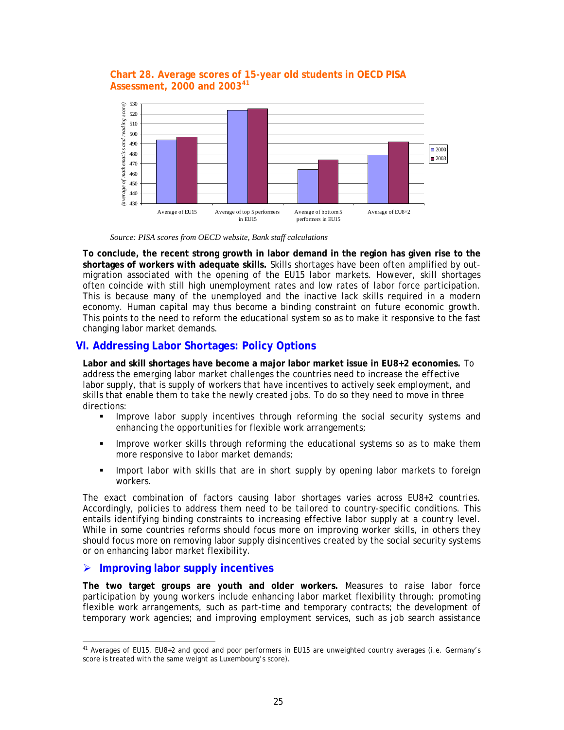**Chart 28. Average scores of 15-year old students in OECD PISA Assessment, 2000 and 2003**[41]

*Source: PISA scores from OECD website, Bank staff calculations*

**To conclude, the recent strong growth in labor demand in the region has given rise to the shortages of workers with adequate skills.** Skills shortages have been often amplified by out-migration associated with the opening of the EU15 labor markets. However, skill shortages often coincide with still high unemployment rates and low rates of labor force participation. This is because many of the unemployed and the inactive lack skills required in a modern economy. Human capital may thus become a binding constraint on future economic growth. This points to the need to reform the educational system so as to make it responsive to the fast changing labor market demands.

## VI. Addressing Labor Shortages: Policy Options

**Labor and skill shortages have become a major labor market issue in EU8+2 economies.** To address the emerging labor market challenges the countries need to increase the effective labor supply, that is supply of workers that have incentives to actively seek employment, and skills that enable them to take the newly created jobs. To do so they need to move in three directions:

- Improve labor supply incentives through reforming the social security systems and enhancing the opportunities for flexible work arrangements;
- Improve worker skills through reforming the educational systems so as to make them more responsive to labor market demands;
- Import labor with skills that are in short supply by opening labor markets to foreign workers.

The exact combination of factors causing labor shortages varies across EU8+2 countries. Accordingly, policies to address them need to be tailored to country-specific conditions. This entails identifying binding constraints to increasing effective labor supply at a country level. While in some countries reforms should focus more on improving worker skills, in others they should focus more on removing labor supply disincentives created by the social security systems or on enhancing labor market flexibility.

### ➢ Improving labor supply incentives

**The two target groups are youth and older workers.** Measures to raise labor force participation by young workers include enhancing labor market flexibility through: promoting flexible work arrangements, such as part-time and temporary contracts; the development of temporary work agencies; and improving employment services, such as job search assistance

[41] Averages of EU15, EU8+2 and good and poor performers in EU15 are unweighted country averages (i.e. Germany's score is treated with the same weight as Luxembourg's score).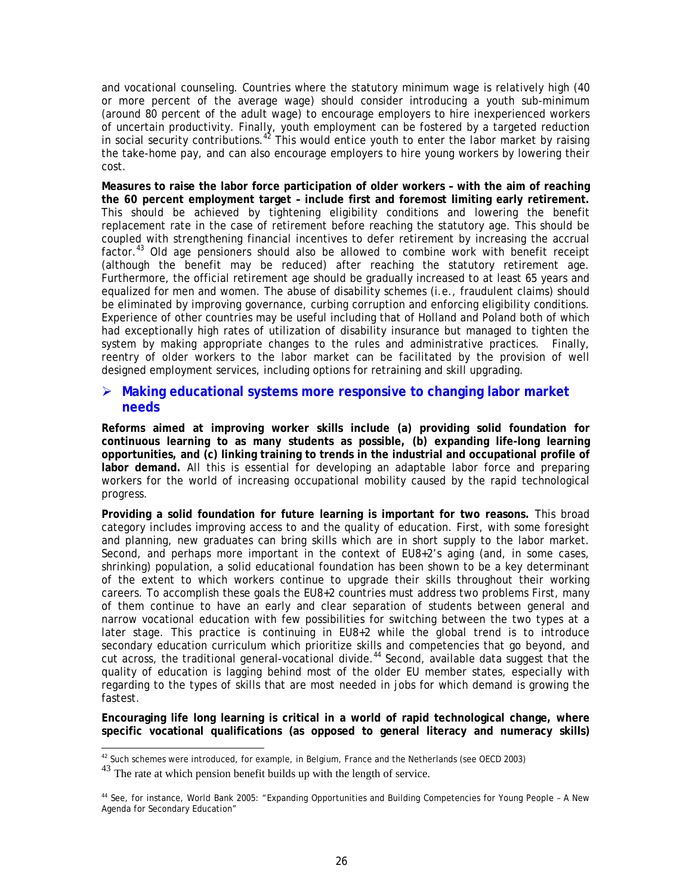and vocational counseling. Countries where the statutory minimum wage is relatively high (40 or more percent of the average wage) should consider introducing a youth sub-minimum (around 80 percent of the adult wage) to encourage employers to hire inexperienced workers of uncertain productivity. Finally, youth employment can be fostered by a targeted reduction in social security contributions.[42] This would entice youth to enter the labor market by raising the take-home pay, and can also encourage employers to hire young workers by lowering their cost.

**Measures to raise the labor force participation of older workers – with the aim of reaching the 60 percent employment target – include first and foremost limiting early retirement.** This should be achieved by tightening eligibility conditions and lowering the benefit replacement rate in the case of retirement before reaching the statutory age. This should be coupled with strengthening financial incentives to defer retirement by increasing the accrual factor.[43] Old age pensioners should also be allowed to combine work with benefit receipt (although the benefit may be reduced) after reaching the statutory retirement age. Furthermore, the official retirement age should be gradually increased to at least 65 years and equalized for men and women. The abuse of disability schemes (i.e., fraudulent claims) should be eliminated by improving governance, curbing corruption and enforcing eligibility conditions. Experience of other countries may be useful including that of Holland and Poland both of which had exceptionally high rates of utilization of disability insurance but managed to tighten the system by making appropriate changes to the rules and administrative practices. Finally, reentry of older workers to the labor market can be facilitated by the provision of well designed employment services, including options for retraining and skill upgrading.

- ## Making educational systems more responsive to changing labor market needs

**Reforms aimed at improving worker skills include (a) providing solid foundation for continuous learning to as many students as possible, (b) expanding life-long learning opportunities, and (c) linking training to trends in the industrial and occupational profile of labor demand.** All this is essential for developing an adaptable labor force and preparing workers for the world of increasing occupational mobility caused by the rapid technological progress.

**Providing a solid foundation for future learning is important for two reasons.** This broad category includes improving access to and the quality of education. First, with some foresight and planning, new graduates can bring skills which are in short supply to the labor market. Second, and perhaps more important in the context of EU8+2's aging (and, in some cases, shrinking) population, a solid educational foundation has been shown to be a key determinant of the extent to which workers continue to upgrade their skills throughout their working careers. To accomplish these goals the EU8+2 countries must address two problems First, many of them continue to have an early and clear separation of students between general and narrow vocational education with few possibilities for switching between the two types at a later stage. This practice is continuing in EU8+2 while the global trend is to introduce secondary education curriculum which prioritize skills and competencies that go beyond, and cut across, the traditional general-vocational divide.[44] Second, available data suggest that the quality of education is lagging behind most of the older EU member states, especially with regarding to the types of skills that are most needed in jobs for which demand is growing the fastest.

**Encouraging life long learning is critical in a world of rapid technological change, where specific vocational qualifications (as opposed to general literacy and numeracy skills)**

---

[42] Such schemes were introduced, for example, in Belgium, France and the Netherlands (see OECD 2003)

[43] The rate at which pension benefit builds up with the length of service.

[44] See, for instance, World Bank 2005: "Expanding Opportunities and Building Competencies for Young People – A New Agenda for Secondary Education"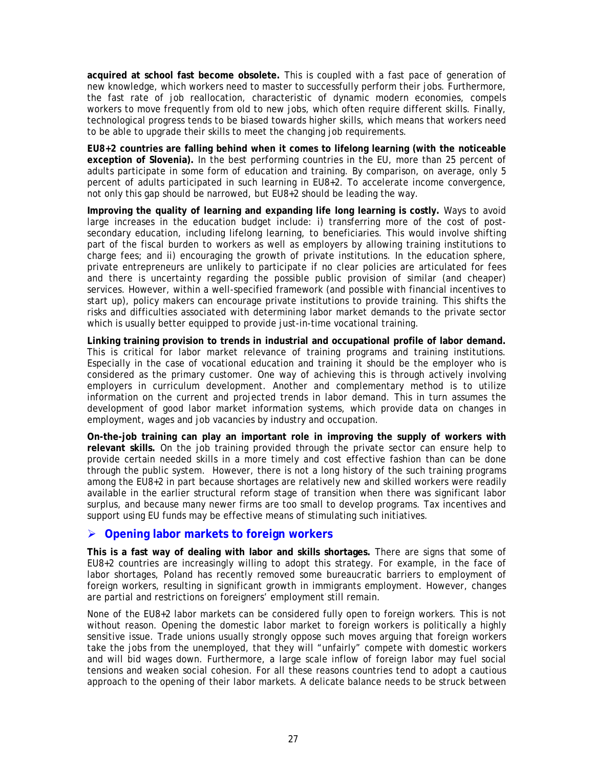**acquired at school fast become obsolete.** This is coupled with a fast pace of generation of new knowledge, which workers need to master to successfully perform their jobs. Furthermore, the fast rate of job reallocation, characteristic of dynamic modern economies, compels workers to move frequently from old to new jobs, which often require different skills. Finally, technological progress tends to be biased towards higher skills, which means that workers need to be able to upgrade their skills to meet the changing job requirements.

**EU8+2 countries are falling behind when it comes to lifelong learning (with the noticeable exception of Slovenia).** In the best performing countries in the EU, more than 25 percent of adults participate in some form of education and training. By comparison, on average, only 5 percent of adults participated in such learning in EU8+2. To accelerate income convergence, not only this gap should be narrowed, but EU8+2 should be leading the way.

**Improving the quality of learning and expanding life long learning is costly.** Ways to avoid large increases in the education budget include: i) transferring more of the cost of post-secondary education, including lifelong learning, to beneficiaries. This would involve shifting part of the fiscal burden to workers as well as employers by allowing training institutions to charge fees; and ii) encouraging the growth of private institutions. In the education sphere, private entrepreneurs are unlikely to participate if no clear policies are articulated for fees and there is uncertainty regarding the possible public provision of similar (and cheaper) services. However, within a well-specified framework (and possible with financial incentives to start up), policy makers can encourage private institutions to provide training. This shifts the risks and difficulties associated with determining labor market demands to the private sector which is usually better equipped to provide just-in-time vocational training.

**Linking training provision to trends in industrial and occupational profile of labor demand.** This is critical for labor market relevance of training programs and training institutions. Especially in the case of vocational education and training it should be the employer who is considered as the primary customer. One way of achieving this is through actively involving employers in curriculum development. Another and complementary method is to utilize information on the current and projected trends in labor demand. This in turn assumes the development of good labor market information systems, which provide data on changes in employment, wages and job vacancies by industry and occupation.

**On-the-job training can play an important role in improving the supply of workers with relevant skills.** On the job training provided through the private sector can ensure help to provide certain needed skills in a more timely and cost effective fashion than can be done through the public system. However, there is not a long history of the such training programs among the EU8+2 in part because shortages are relatively new and skilled workers were readily available in the earlier structural reform stage of transition when there was significant labor surplus, and because many newer firms are too small to develop programs. Tax incentives and support using EU funds may be effective means of stimulating such initiatives.

## Opening labor markets to foreign workers

**This is a fast way of dealing with labor and skills shortages.** There are signs that some of EU8+2 countries are increasingly willing to adopt this strategy. For example, in the face of labor shortages, Poland has recently removed some bureaucratic barriers to employment of foreign workers, resulting in significant growth in immigrants employment. However, changes are partial and restrictions on foreigners' employment still remain.

None of the EU8+2 labor markets can be considered fully open to foreign workers. This is not without reason. Opening the domestic labor market to foreign workers is politically a highly sensitive issue. Trade unions usually strongly oppose such moves arguing that foreign workers take the jobs from the unemployed, that they will "unfairly" compete with domestic workers and will bid wages down. Furthermore, a large scale inflow of foreign labor may fuel social tensions and weaken social cohesion. For all these reasons countries tend to adopt a cautious approach to the opening of their labor markets. A delicate balance needs to be struck between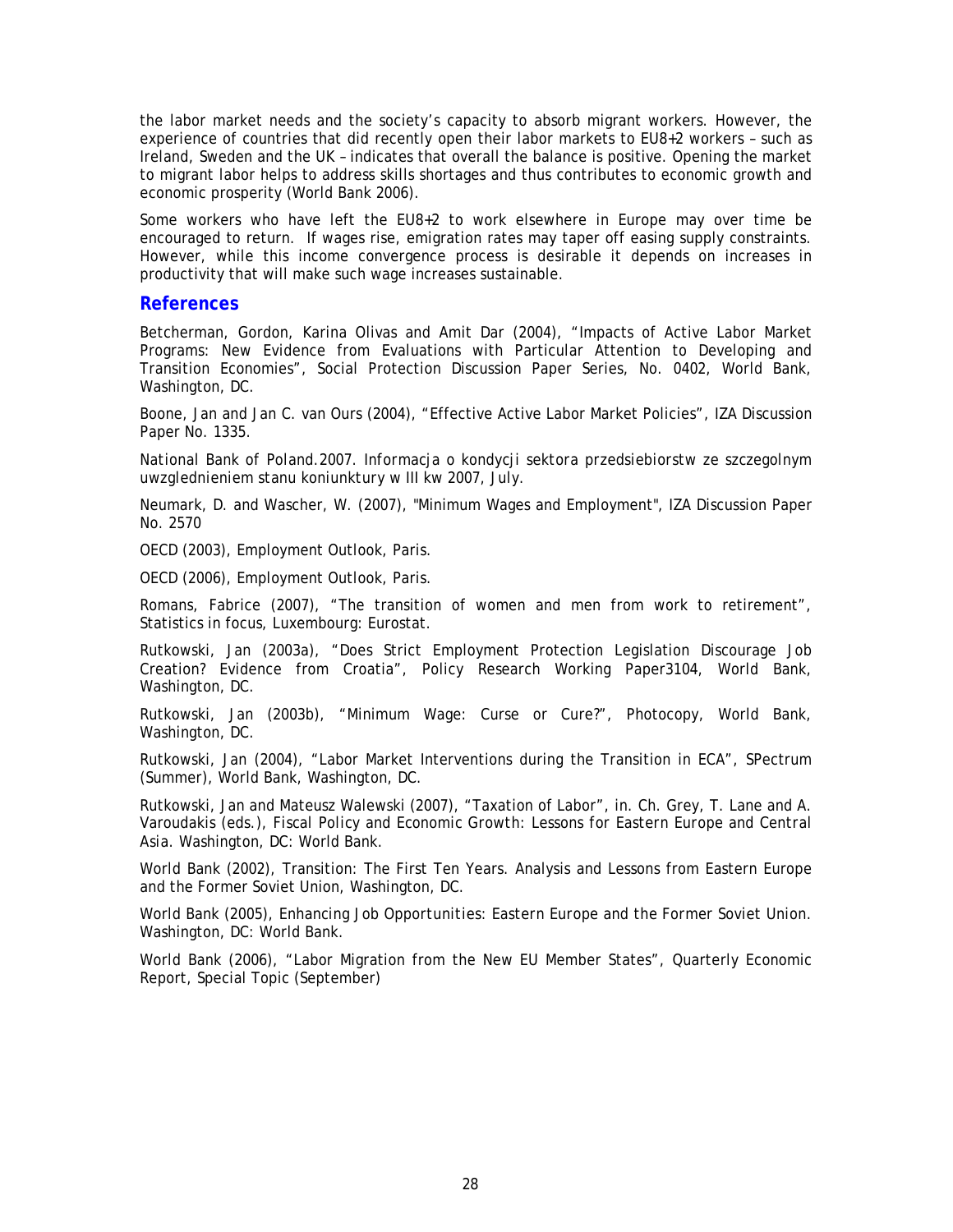the labor market needs and the society's capacity to absorb migrant workers. However, the experience of countries that did recently open their labor markets to EU8+2 workers – such as Ireland, Sweden and the UK – indicates that overall the balance is positive. Opening the market to migrant labor helps to address skills shortages and thus contributes to economic growth and economic prosperity (World Bank 2006).

Some workers who have left the EU8+2 to work elsewhere in Europe may over time be encouraged to return. If wages rise, emigration rates may taper off easing supply constraints. However, while this income convergence process is desirable it depends on increases in productivity that will make such wage increases sustainable.

## References

Betcherman, Gordon, Karina Olivas and Amit Dar (2004), "Impacts of Active Labor Market Programs: New Evidence from Evaluations with Particular Attention to Developing and Transition Economies", Social Protection Discussion Paper Series, No. 0402, World Bank, Washington, DC.

Boone, Jan and Jan C. van Ours (2004), "Effective Active Labor Market Policies", IZA Discussion Paper No. 1335.

National Bank of Poland.2007. *Informacja o kondycji sektora przedsiebiorstw ze szczegolnym uwzglednieniem stanu koniunktury w III kw 2007*, July.

Neumark, D. and Wascher, W. (2007), "Minimum Wages and Employment", IZA Discussion Paper No. 2570

OECD (2003), *Employment Outlook*, Paris.

OECD (2006), *Employment Outlook*, Paris.

Romans, Fabrice (2007), "The transition of women and men from work to retirement", *Statistics in focus*, Luxembourg: Eurostat.

Rutkowski, Jan (2003a), "Does Strict Employment Protection Legislation Discourage Job Creation? Evidence from Croatia", Policy Research Working Paper3104, World Bank, Washington, DC.

Rutkowski, Jan (2003b), "Minimum Wage: Curse or Cure?", Photocopy, World Bank, Washington, DC.

Rutkowski, Jan (2004), "Labor Market Interventions during the Transition in ECA", SPectrum (Summer), World Bank, Washington, DC.

Rutkowski, Jan and Mateusz Walewski (2007), "Taxation of Labor", in. Ch. Grey, T. Lane and A. Varoudakis (eds.), *Fiscal Policy and Economic Growth: Lessons for Eastern Europe and Central Asia*. Washington, DC: World Bank.

World Bank (2002), *Transition: The First Ten Years. Analysis and Lessons from Eastern Europe and the Former Soviet Union*, Washington, DC.

World Bank (2005), *Enhancing Job Opportunities: Eastern Europe and the Former Soviet Union*. Washington, DC: World Bank.

World Bank (2006), "Labor Migration from the New EU Member States", Quarterly Economic Report, Special Topic (September)